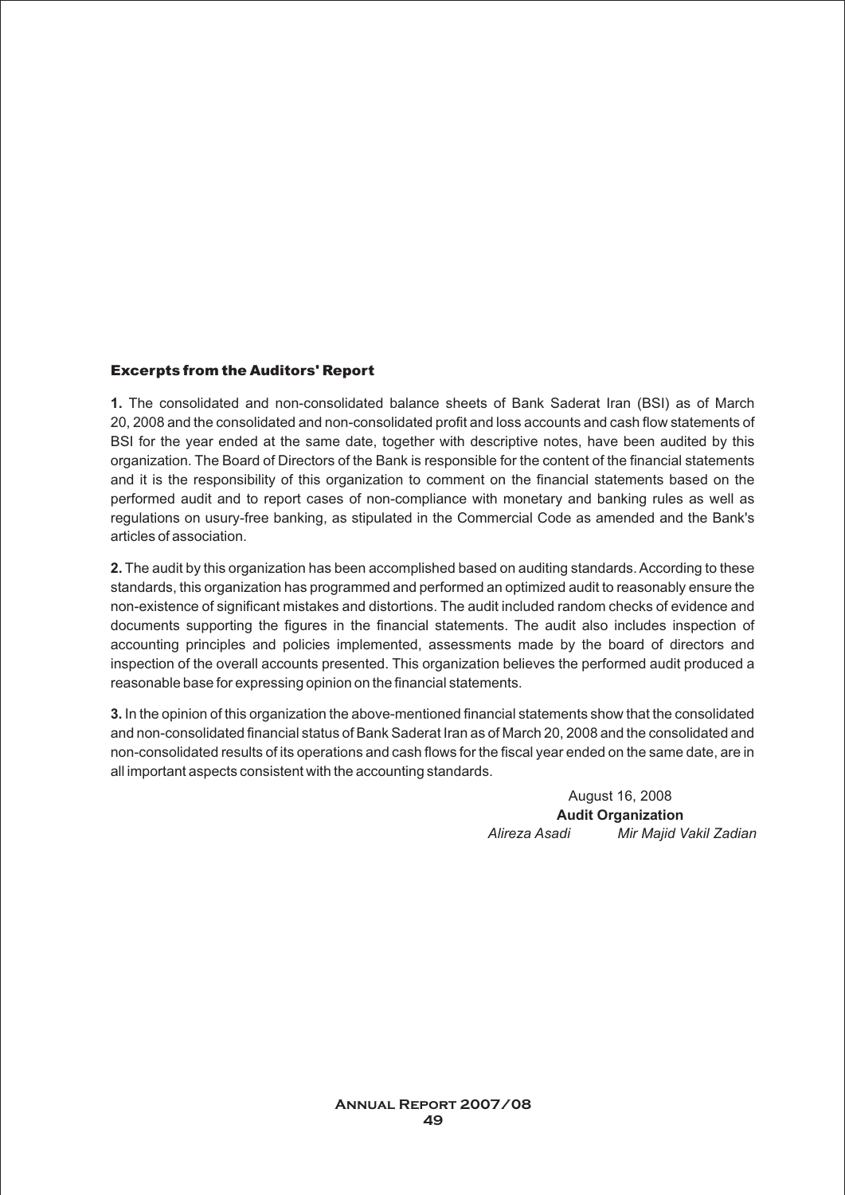## Excerpts from the Auditors' Report

**1.** The consolidated and non-consolidated balance sheets of Bank Saderat Iran (BSI) as of March 20, 2008 and the consolidated and non-consolidated profit and loss accounts and cash flow statements of BSI for the year ended at the same date, together with descriptive notes, have been audited by this organization. The Board of Directors of the Bank is responsible for the content of the financial statements and it is the responsibility of this organization to comment on the financial statements based on the performed audit and to report cases of non-compliance with monetary and banking rules as well as regulations on usury-free banking, as stipulated in the Commercial Code as amended and the Bank's articles of association.

**2.** The audit by this organization has been accomplished based on auditing standards. According to these standards, this organization has programmed and performed an optimized audit to reasonably ensure the non-existence of significant mistakes and distortions. The audit included random checks of evidence and documents supporting the figures in the financial statements. The audit also includes inspection of accounting principles and policies implemented, assessments made by the board of directors and inspection of the overall accounts presented. This organization believes the performed audit produced a reasonable base for expressing opinion on the financial statements.

**3.** In the opinion of this organization the above-mentioned financial statements show that the consolidated and non-consolidated financial status of Bank Saderat Iran as of March 20, 2008 and the consolidated and non-consolidated results of its operations and cash flows for the fiscal year ended on the same date, are in all important aspects consistent with the accounting standards.

August 16, 2008

**Audit Organization**

*Alireza Asadi* *Mir Majid Vakil Zadian*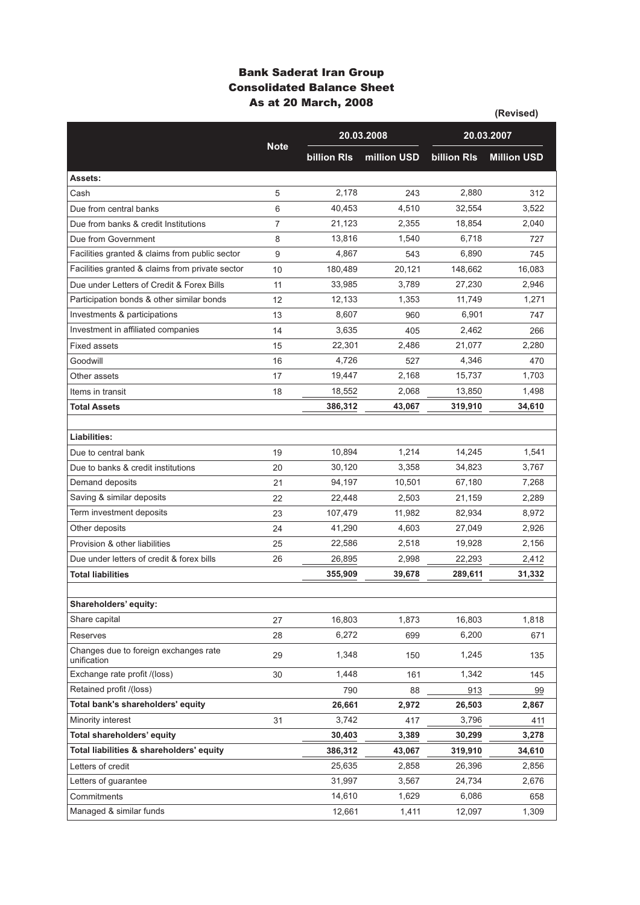# Bank Saderat Iran Group
## Consolidated Balance Sheet
## As at 20 March, 2008

**(Revised)**

| | Note | 20.03.2008 | | 20.03.2007 | |
|---|---|---|---|---|---|
| | | billion Rls | million USD | billion Rls | Million USD |
| **Assets:** | | | | | |
| Cash | 5 | 2,178 | 243 | 2,880 | 312 |
| Due from central banks | 6 | 40,453 | 4,510 | 32,554 | 3,522 |
| Due from banks & credit Institutions | 7 | 21,123 | 2,355 | 18,854 | 2,040 |
| Due from Government | 8 | 13,816 | 1,540 | 6,718 | 727 |
| Facilities granted & claims from public sector | 9 | 4,867 | 543 | 6,890 | 745 |
| Facilities granted & claims from private sector | 10 | 180,489 | 20,121 | 148,662 | 16,083 |
| Due under Letters of Credit & Forex Bills | 11 | 33,985 | 3,789 | 27,230 | 2,946 |
| Participation bonds & other similar bonds | 12 | 12,133 | 1,353 | 11,749 | 1,271 |
| Investments & participations | 13 | 8,607 | 960 | 6,901 | 747 |
| Investment in affiliated companies | 14 | 3,635 | 405 | 2,462 | 266 |
| Fixed assets | 15 | 22,301 | 2,486 | 21,077 | 2,280 |
| Goodwill | 16 | 4,726 | 527 | 4,346 | 470 |
| Other assets | 17 | 19,447 | 2,168 | 15,737 | 1,703 |
| Items in transit | 18 | 18,552 | 2,068 | 13,850 | 1,498 |
| **Total Assets** | | **386,312** | **43,067** | **319,910** | **34,610** |
| | | | | | |
| **Liabilities:** | | | | | |
| Due to central bank | 19 | 10,894 | 1,214 | 14,245 | 1,541 |
| Due to banks & credit institutions | 20 | 30,120 | 3,358 | 34,823 | 3,767 |
| Demand deposits | 21 | 94,197 | 10,501 | 67,180 | 7,268 |
| Saving & similar deposits | 22 | 22,448 | 2,503 | 21,159 | 2,289 |
| Term investment deposits | 23 | 107,479 | 11,982 | 82,934 | 8,972 |
| Other deposits | 24 | 41,290 | 4,603 | 27,049 | 2,926 |
| Provision & other liabilities | 25 | 22,586 | 2,518 | 19,928 | 2,156 |
| Due under letters of credit & forex bills | 26 | 26,895 | 2,998 | 22,293 | 2,412 |
| **Total liabilities** | | **355,909** | **39,678** | **289,611** | **31,332** |
| | | | | | |
| **Shareholders' equity:** | | | | | |
| Share capital | 27 | 16,803 | 1,873 | 16,803 | 1,818 |
| Reserves | 28 | 6,272 | 699 | 6,200 | 671 |
| Changes due to foreign exchanges rate unification | 29 | 1,348 | 150 | 1,245 | 135 |
| Exchange rate profit /(loss) | 30 | 1,448 | 161 | 1,342 | 145 |
| Retained profit /(loss) | | 790 | 88 | 913 | 99 |
| **Total bank's shareholders' equity** | | **26,661** | **2,972** | **26,503** | **2,867** |
| Minority interest | 31 | 3,742 | 417 | 3,796 | 411 |
| **Total shareholders' equity** | | **30,403** | **3,389** | **30,299** | **3,278** |
| **Total liabilities & shareholders' equity** | | **386,312** | **43,067** | **319,910** | **34,610** |
| Letters of credit | | 25,635 | 2,858 | 26,396 | 2,856 |
| Letters of guarantee | | 31,997 | 3,567 | 24,734 | 2,676 |
| Commitments | | 14,610 | 1,629 | 6,086 | 658 |
| Managed & similar funds | | 12,661 | 1,411 | 12,097 | 1,309 |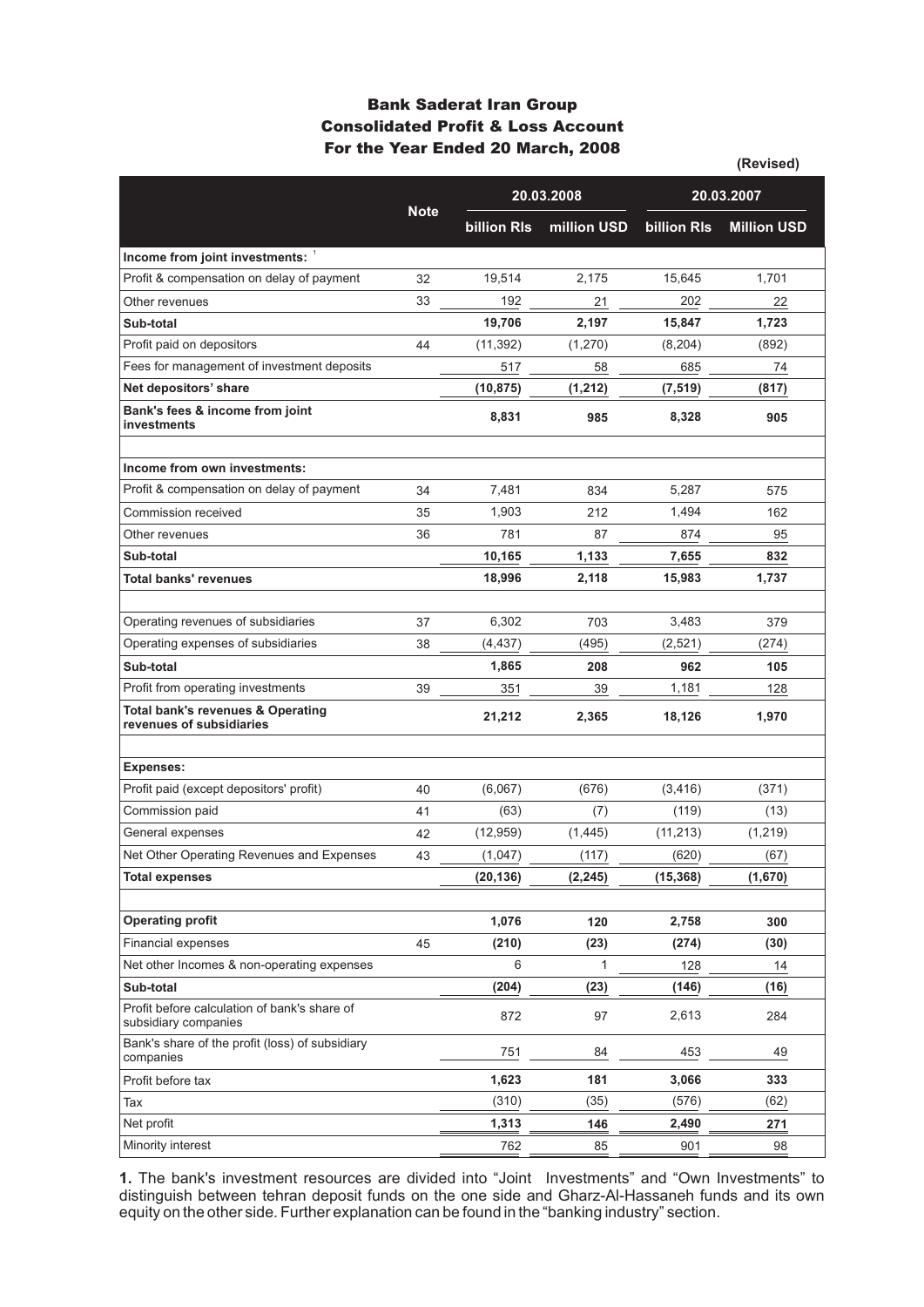# Bank Saderat Iran Group
## Consolidated Profit & Loss Account
## For the Year Ended 20 March, 2008

(Revised)

| | Note | 20.03.2008 | | 20.03.2007 | |
|---|---|---|---|---|---|
| | | billion Rls | million USD | billion Rls | Million USD |
| **Income from joint investments:** [1] | | | | | |
| Profit & compensation on delay of payment | 32 | 19,514 | 2,175 | 15,645 | 1,701 |
| Other revenues | 33 | 192 | 21 | 202 | 22 |
| **Sub-total** | | **19,706** | **2,197** | **15,847** | **1,723** |
| Profit paid on depositors | 44 | (11,392) | (1,270) | (8,204) | (892) |
| Fees for management of investment deposits | | 517 | 58 | 685 | 74 |
| **Net depositors' share** | | **(10,875)** | **(1,212)** | **(7,519)** | **(817)** |
| **Bank's fees & income from joint investments** | | **8,831** | **985** | **8,328** | **905** |
| | | | | | |
| **Income from own investments:** | | | | | |
| Profit & compensation on delay of payment | 34 | 7,481 | 834 | 5,287 | 575 |
| Commission received | 35 | 1,903 | 212 | 1,494 | 162 |
| Other revenues | 36 | 781 | 87 | 874 | 95 |
| **Sub-total** | | **10,165** | **1,133** | **7,655** | **832** |
| **Total banks' revenues** | | **18,996** | **2,118** | **15,983** | **1,737** |
| | | | | | |
| Operating revenues of subsidiaries | 37 | 6,302 | 703 | 3,483 | 379 |
| Operating expenses of subsidiaries | 38 | (4,437) | (495) | (2,521) | (274) |
| **Sub-total** | | **1,865** | **208** | **962** | **105** |
| Profit from operating investments | 39 | 351 | 39 | 1,181 | 128 |
| **Total bank's revenues & Operating revenues of subsidiaries** | | **21,212** | **2,365** | **18,126** | **1,970** |
| | | | | | |
| **Expenses:** | | | | | |
| Profit paid (except depositors' profit) | 40 | (6,067) | (676) | (3,416) | (371) |
| Commission paid | 41 | (63) | (7) | (119) | (13) |
| General expenses | 42 | (12,959) | (1,445) | (11,213) | (1,219) |
| Net Other Operating Revenues and Expenses | 43 | (1,047) | (117) | (620) | (67) |
| **Total expenses** | | **(20,136)** | **(2,245)** | **(15,368)** | **(1,670)** |
| | | | | | |
| **Operating profit** | | **1,076** | **120** | **2,758** | **300** |
| Financial expenses | 45 | **(210)** | **(23)** | **(274)** | **(30)** |
| Net other Incomes & non-operating expenses | | 6 | 1 | 128 | 14 |
| **Sub-total** | | **(204)** | **(23)** | **(146)** | **(16)** |
| Profit before calculation of bank's share of subsidiary companies | | 872 | 97 | 2,613 | 284 |
| Bank's share of the profit (loss) of subsidiary companies | | 751 | 84 | 453 | 49 |
| Profit before tax | | **1,623** | **181** | **3,066** | **333** |
| Tax | | (310) | (35) | (576) | (62) |
| Net profit | | **1,313** | **146** | **2,490** | **271** |
| Minority interest | | 762 | 85 | 901 | 98 |

**1.** The bank's investment resources are divided into "Joint Investments" and "Own Investments" to distinguish between tehran deposit funds on the one side and Gharz-Al-Hassaneh funds and its own equity on the other side. Further explanation can be found in the "banking industry" section.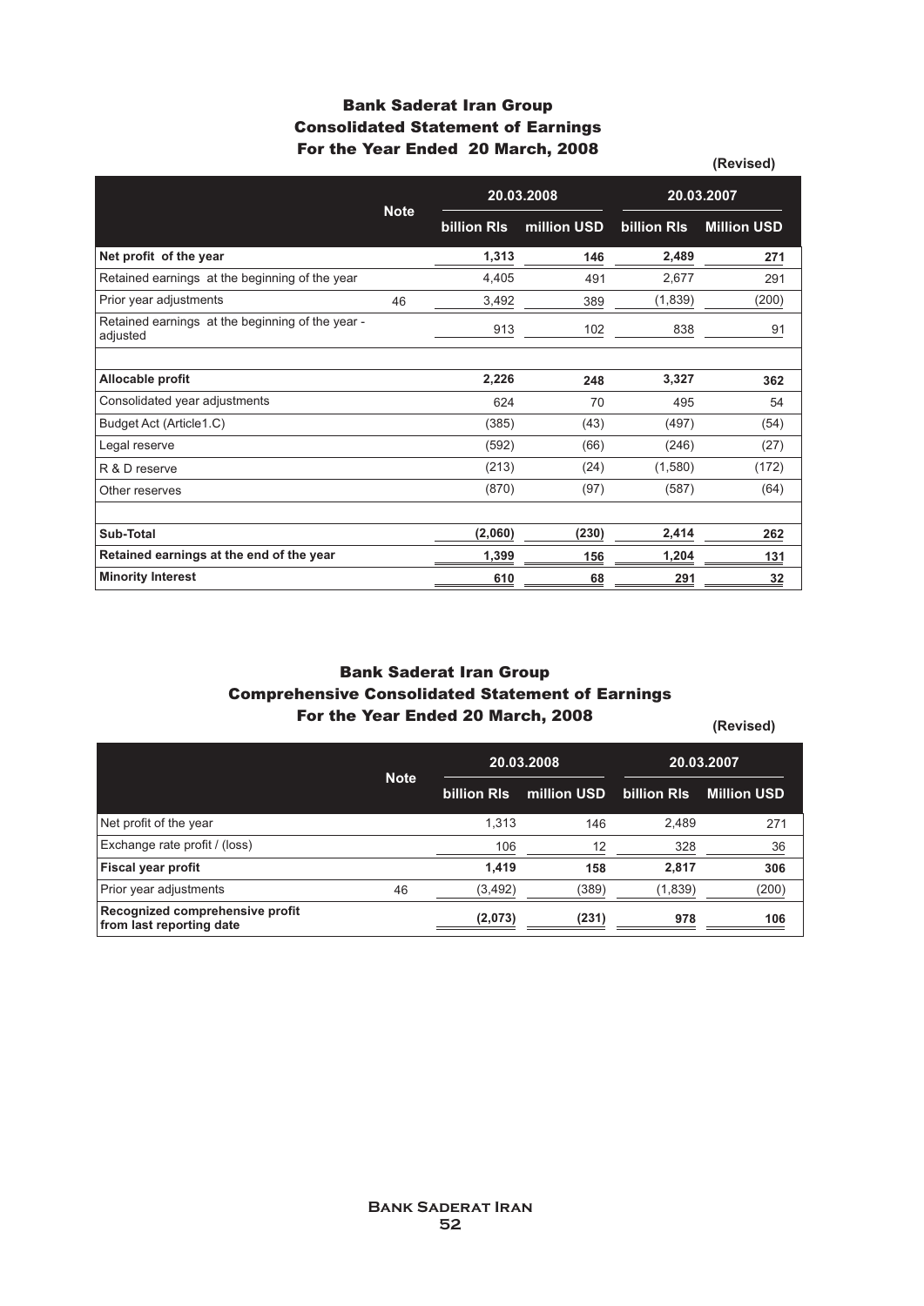## Bank Saderat Iran Group
## Consolidated Statement of Earnings
## For the Year Ended 20 March, 2008

**(Revised)**

| | Note | 20.03.2008 | | 20.03.2007 | |
|---|---|---|---|---|---|
| | | billion Rls | million USD | billion Rls | Million USD |
| **Net profit of the year** | | **1,313** | **146** | **2,489** | **271** |
| Retained earnings at the beginning of the year | | 4,405 | 491 | 2,677 | 291 |
| Prior year adjustments | 46 | 3,492 | 389 | (1,839) | (200) |
| Retained earnings at the beginning of the year - adjusted | | 913 | 102 | 838 | 91 |
| | | | | | |
| **Allocable profit** | | **2,226** | **248** | **3,327** | **362** |
| Consolidated year adjustments | | 624 | 70 | 495 | 54 |
| Budget Act (Article1.C) | | (385) | (43) | (497) | (54) |
| Legal reserve | | (592) | (66) | (246) | (27) |
| R & D reserve | | (213) | (24) | (1,580) | (172) |
| Other reserves | | (870) | (97) | (587) | (64) |
| | | | | | |
| **Sub-Total** | | **(2,060)** | **(230)** | **2,414** | **262** |
| **Retained earnings at the end of the year** | | **1,399** | **156** | **1,204** | **131** |
| **Minority Interest** | | **610** | **68** | **291** | **32** |

## Bank Saderat Iran Group
## Comprehensive Consolidated Statement of Earnings
## For the Year Ended 20 March, 2008

**(Revised)**

| | Note | 20.03.2008 | | 20.03.2007 | |
|---|---|---|---|---|---|
| | | billion Rls | million USD | billion Rls | Million USD |
| Net profit of the year | | 1,313 | 146 | 2,489 | 271 |
| Exchange rate profit / (loss) | | 106 | 12 | 328 | 36 |
| **Fiscal year profit** | | **1,419** | **158** | **2,817** | **306** |
| Prior year adjustments | 46 | (3,492) | (389) | (1,839) | (200) |
| **Recognized comprehensive profit from last reporting date** | | **(2,073)** | **(231)** | **978** | **106** |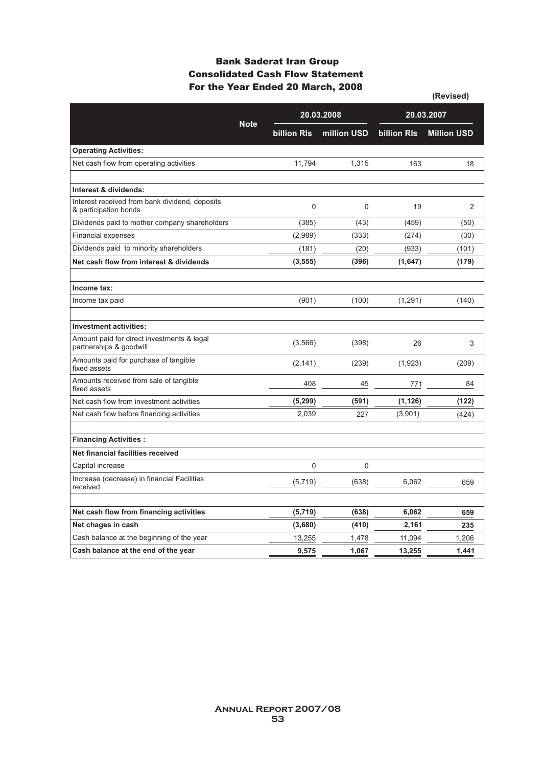# Bank Saderat Iran Group
## Consolidated Cash Flow Statement
## For the Year Ended 20 March, 2008

**(Revised)**

| | Note | 20.03.2008 | | 20.03.2007 | |
|---|---|---|---|---|---|
| | | billion Rls | million USD | billion Rls | Million USD |
| **Operating Activities:** | | | | | |
| Net cash flow from operating activities | | 11,794 | 1,315 | 163 | 18 |
| | | | | | |
| **Interest & dividends:** | | | | | |
| Interest received from bank dividend, deposits & participation bonds | | 0 | 0 | 19 | 2 |
| Dividends paid to mother company shareholders | | (385) | (43) | (459) | (50) |
| Financial expenses | | (2,989) | (333) | (274) | (30) |
| Dividends paid to minority shareholders | | (181) | (20) | (933) | (101) |
| **Net cash flow from interest & dividends** | | **(3,555)** | **(396)** | **(1,647)** | **(179)** |
| | | | | | |
| **Income tax:** | | | | | |
| Income tax paid | | (901) | (100) | (1,291) | (140) |
| | | | | | |
| **Investment activities:** | | | | | |
| Amount paid for direct investments & legal partnerships & goodwill | | (3,566) | (398) | 26 | 3 |
| Amounts paid for purchase of tangible fixed assets | | (2,141) | (239) | (1,923) | (209) |
| Amounts received from sale of tangible fixed assets | | 408 | 45 | 771 | 84 |
| Net cash flow from investment activities | | **(5,299)** | **(591)** | **(1,126)** | **(122)** |
| Net cash flow before financing activities | | 2,039 | 227 | (3,901) | (424) |
| | | | | | |
| **Financing Activities :** | | | | | |
| **Net financial facilities received** | | | | | |
| Capital increase | | 0 | 0 | | |
| Increase (decrease) in financial Facilities received | | (5,719) | (638) | 6,062 | 659 |
| | | | | | |
| **Net cash flow from financing activities** | | **(5,719)** | **(638)** | **6,062** | **659** |
| **Net chages in cash** | | **(3,680)** | **(410)** | **2,161** | **235** |
| Cash balance at the beginning of the year | | 13,255 | 1,478 | 11,094 | 1,206 |
| **Cash balance at the end of the year** | | **9,575** | **1,067** | **13,255** | **1,441** |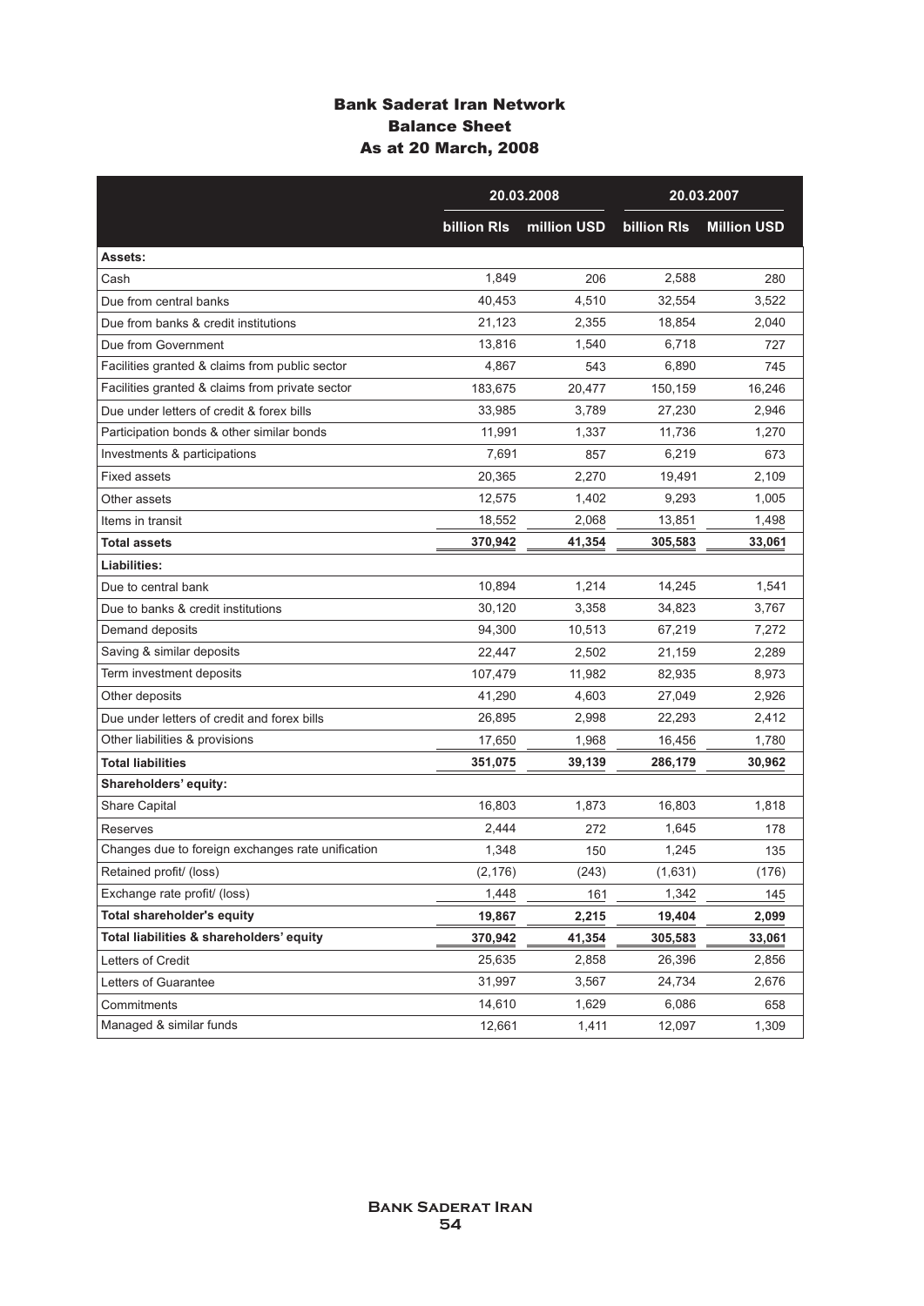# Bank Saderat Iran Network
## Balance Sheet
## As at 20 March, 2008

| | 20.03.2008 | | 20.03.2007 | |
|---|---|---|---|---|
| | billion Rls | million USD | billion Rls | Million USD |
| **Assets:** | | | | |
| Cash | 1,849 | 206 | 2,588 | 280 |
| Due from central banks | 40,453 | 4,510 | 32,554 | 3,522 |
| Due from banks & credit institutions | 21,123 | 2,355 | 18,854 | 2,040 |
| Due from Government | 13,816 | 1,540 | 6,718 | 727 |
| Facilities granted & claims from public sector | 4,867 | 543 | 6,890 | 745 |
| Facilities granted & claims from private sector | 183,675 | 20,477 | 150,159 | 16,246 |
| Due under letters of credit & forex bills | 33,985 | 3,789 | 27,230 | 2,946 |
| Participation bonds & other similar bonds | 11,991 | 1,337 | 11,736 | 1,270 |
| Investments & participations | 7,691 | 857 | 6,219 | 673 |
| Fixed assets | 20,365 | 2,270 | 19,491 | 2,109 |
| Other assets | 12,575 | 1,402 | 9,293 | 1,005 |
| Items in transit | 18,552 | 2,068 | 13,851 | 1,498 |
| **Total assets** | **370,942** | **41,354** | **305,583** | **33,061** |
| **Liabilities:** | | | | |
| Due to central bank | 10,894 | 1,214 | 14,245 | 1,541 |
| Due to banks & credit institutions | 30,120 | 3,358 | 34,823 | 3,767 |
| Demand deposits | 94,300 | 10,513 | 67,219 | 7,272 |
| Saving & similar deposits | 22,447 | 2,502 | 21,159 | 2,289 |
| Term investment deposits | 107,479 | 11,982 | 82,935 | 8,973 |
| Other deposits | 41,290 | 4,603 | 27,049 | 2,926 |
| Due under letters of credit and forex bills | 26,895 | 2,998 | 22,293 | 2,412 |
| Other liabilities & provisions | 17,650 | 1,968 | 16,456 | 1,780 |
| **Total liabilities** | **351,075** | **39,139** | **286,179** | **30,962** |
| **Shareholders' equity:** | | | | |
| Share Capital | 16,803 | 1,873 | 16,803 | 1,818 |
| Reserves | 2,444 | 272 | 1,645 | 178 |
| Changes due to foreign exchanges rate unification | 1,348 | 150 | 1,245 | 135 |
| Retained profit/ (loss) | (2,176) | (243) | (1,631) | (176) |
| Exchange rate profit/ (loss) | 1,448 | 161 | 1,342 | 145 |
| **Total shareholder's equity** | **19,867** | **2,215** | **19,404** | **2,099** |
| **Total liabilities & shareholders' equity** | **370,942** | **41,354** | **305,583** | **33,061** |
| Letters of Credit | 25,635 | 2,858 | 26,396 | 2,856 |
| Letters of Guarantee | 31,997 | 3,567 | 24,734 | 2,676 |
| Commitments | 14,610 | 1,629 | 6,086 | 658 |
| Managed & similar funds | 12,661 | 1,411 | 12,097 | 1,309 |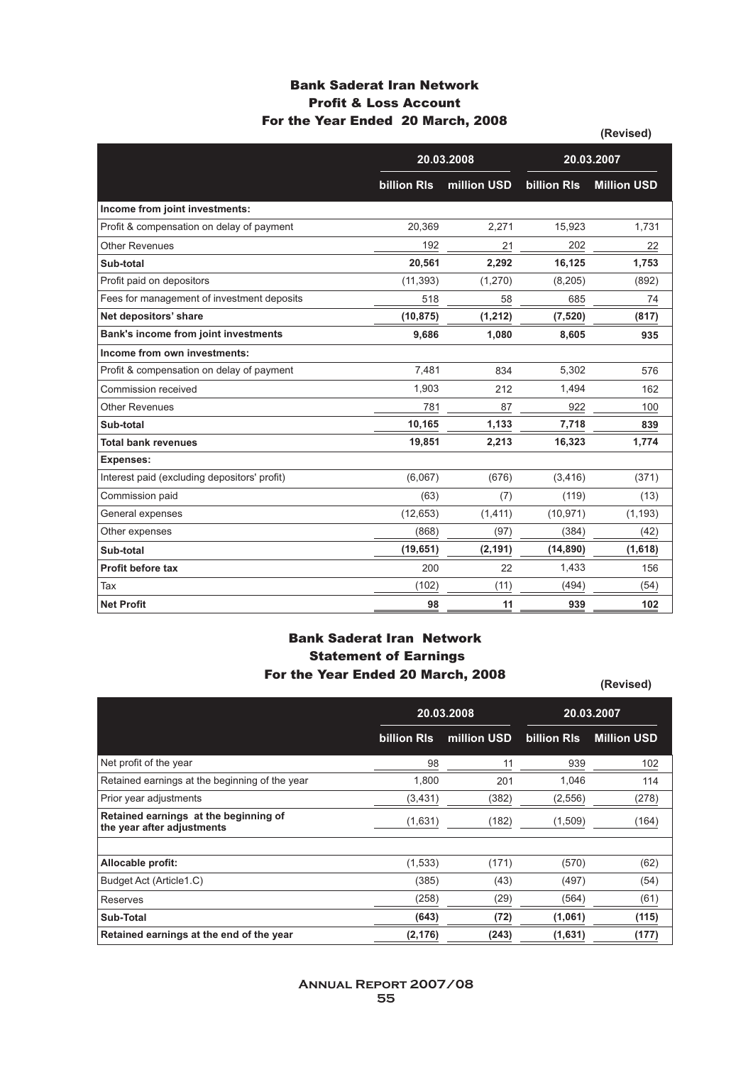# Bank Saderat Iran Network
## Profit & Loss Account
## For the Year Ended 20 March, 2008

(Revised)

| | 20.03.2008 | | 20.03.2007 | |
|---|---|---|---|---|
| | billion Rls | million USD | billion Rls | Million USD |
| **Income from joint investments:** | | | | |
| Profit & compensation on delay of payment | 20,369 | 2,271 | 15,923 | 1,731 |
| Other Revenues | 192 | 21 | 202 | 22 |
| **Sub-total** | **20,561** | **2,292** | **16,125** | **1,753** |
| Profit paid on depositors | (11,393) | (1,270) | (8,205) | (892) |
| Fees for management of investment deposits | 518 | 58 | 685 | 74 |
| **Net depositors' share** | **(10,875)** | **(1,212)** | **(7,520)** | **(817)** |
| **Bank's income from joint investments** | **9,686** | **1,080** | **8,605** | **935** |
| **Income from own investments:** | | | | |
| Profit & compensation on delay of payment | 7,481 | 834 | 5,302 | 576 |
| Commission received | 1,903 | 212 | 1,494 | 162 |
| Other Revenues | 781 | 87 | 922 | 100 |
| **Sub-total** | **10,165** | **1,133** | **7,718** | **839** |
| **Total bank revenues** | **19,851** | **2,213** | **16,323** | **1,774** |
| **Expenses:** | | | | |
| Interest paid (excluding depositors' profit) | (6,067) | (676) | (3,416) | (371) |
| Commission paid | (63) | (7) | (119) | (13) |
| General expenses | (12,653) | (1,411) | (10,971) | (1,193) |
| Other expenses | (868) | (97) | (384) | (42) |
| **Sub-total** | **(19,651)** | **(2,191)** | **(14,890)** | **(1,618)** |
| **Profit before tax** | 200 | 22 | 1,433 | 156 |
| Tax | (102) | (11) | (494) | (54) |
| **Net Profit** | **98** | **11** | **939** | **102** |

# Bank Saderat Iran Network
## Statement of Earnings
## For the Year Ended 20 March, 2008

(Revised)

| | 20.03.2008 | | 20.03.2007 | |
|---|---|---|---|---|
| | billion Rls | million USD | billion Rls | Million USD |
| Net profit of the year | 98 | 11 | 939 | 102 |
| Retained earnings at the beginning of the year | 1,800 | 201 | 1,046 | 114 |
| Prior year adjustments | (3,431) | (382) | (2,556) | (278) |
| **Retained earnings at the beginning of the year after adjustments** | (1,631) | (182) | (1,509) | (164) |
| | | | | |
| **Allocable profit:** | (1,533) | (171) | (570) | (62) |
| Budget Act (Article1.C) | (385) | (43) | (497) | (54) |
| Reserves | (258) | (29) | (564) | (61) |
| **Sub-Total** | **(643)** | **(72)** | **(1,061)** | **(115)** |
| **Retained earnings at the end of the year** | **(2,176)** | **(243)** | **(1,631)** | **(177)** |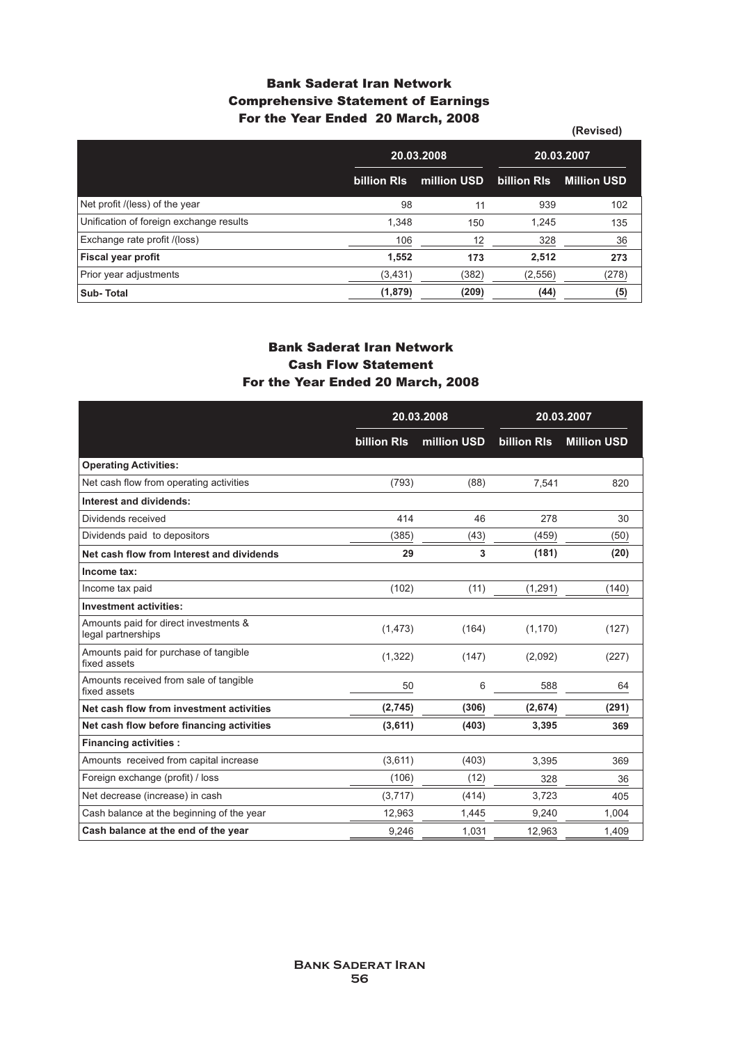## Bank Saderat Iran Network
## Comprehensive Statement of Earnings
## For the Year Ended 20 March, 2008

**(Revised)**

| | 20.03.2008 | | 20.03.2007 | |
|---|---|---|---|---|
| | billion Rls | million USD | billion Rls | Million USD |
| Net profit /(less) of the year | 98 | 11 | 939 | 102 |
| Unification of foreign exchange results | 1,348 | 150 | 1,245 | 135 |
| Exchange rate profit /(loss) | 106 | 12 | 328 | 36 |
| **Fiscal year profit** | **1,552** | **173** | **2,512** | **273** |
| Prior year adjustments | (3,431) | (382) | (2,556) | (278) |
| **Sub- Total** | **(1,879)** | **(209)** | **(44)** | **(5)** |

## Bank Saderat Iran Network
## Cash Flow Statement
## For the Year Ended 20 March, 2008

| | 20.03.2008 | | 20.03.2007 | |
|---|---|---|---|---|
| | billion Rls | million USD | billion Rls | Million USD |
| **Operating Activities:** | | | | |
| Net cash flow from operating activities | (793) | (88) | 7,541 | 820 |
| **Interest and dividends:** | | | | |
| Dividends received | 414 | 46 | 278 | 30 |
| Dividends paid to depositors | (385) | (43) | (459) | (50) |
| **Net cash flow from Interest and dividends** | **29** | **3** | **(181)** | **(20)** |
| **Income tax:** | | | | |
| Income tax paid | (102) | (11) | (1,291) | (140) |
| **Investment activities:** | | | | |
| Amounts paid for direct investments & legal partnerships | (1,473) | (164) | (1,170) | (127) |
| Amounts paid for purchase of tangible fixed assets | (1,322) | (147) | (2,092) | (227) |
| Amounts received from sale of tangible fixed assets | 50 | 6 | 588 | 64 |
| **Net cash flow from investment activities** | **(2,745)** | **(306)** | **(2,674)** | **(291)** |
| **Net cash flow before financing activities** | **(3,611)** | **(403)** | **3,395** | **369** |
| **Financing activities :** | | | | |
| Amounts received from capital increase | (3,611) | (403) | 3,395 | 369 |
| Foreign exchange (profit) / loss | (106) | (12) | 328 | 36 |
| Net decrease (increase) in cash | (3,717) | (414) | 3,723 | 405 |
| Cash balance at the beginning of the year | 12,963 | 1,445 | 9,240 | 1,004 |
| **Cash balance at the end of the year** | 9,246 | 1,031 | 12,963 | 1,409 |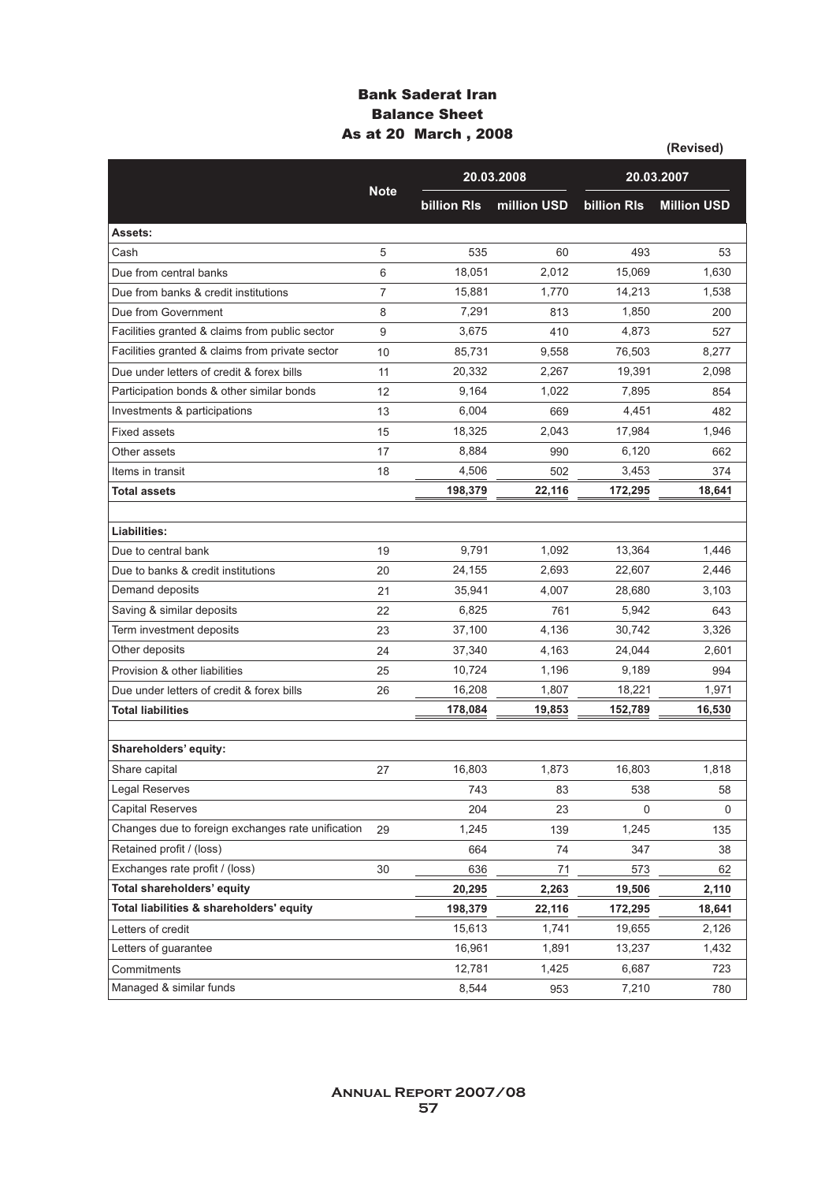# Bank Saderat Iran
## Balance Sheet
### As at 20 March , 2008

**(Revised)**

| | Note | 20.03.2008 | | 20.03.2007 | |
|---|---|---|---|---|---|
| | | billion Rls | million USD | billion Rls | Million USD |
| **Assets:** | | | | | |
| Cash | 5 | 535 | 60 | 493 | 53 |
| Due from central banks | 6 | 18,051 | 2,012 | 15,069 | 1,630 |
| Due from banks & credit institutions | 7 | 15,881 | 1,770 | 14,213 | 1,538 |
| Due from Government | 8 | 7,291 | 813 | 1,850 | 200 |
| Facilities granted & claims from public sector | 9 | 3,675 | 410 | 4,873 | 527 |
| Facilities granted & claims from private sector | 10 | 85,731 | 9,558 | 76,503 | 8,277 |
| Due under letters of credit & forex bills | 11 | 20,332 | 2,267 | 19,391 | 2,098 |
| Participation bonds & other similar bonds | 12 | 9,164 | 1,022 | 7,895 | 854 |
| Investments & participations | 13 | 6,004 | 669 | 4,451 | 482 |
| Fixed assets | 15 | 18,325 | 2,043 | 17,984 | 1,946 |
| Other assets | 17 | 8,884 | 990 | 6,120 | 662 |
| Items in transit | 18 | 4,506 | 502 | 3,453 | 374 |
| **Total assets** | | **198,379** | **22,116** | **172,295** | **18,641** |
| | | | | | |
| **Liabilities:** | | | | | |
| Due to central bank | 19 | 9,791 | 1,092 | 13,364 | 1,446 |
| Due to banks & credit institutions | 20 | 24,155 | 2,693 | 22,607 | 2,446 |
| Demand deposits | 21 | 35,941 | 4,007 | 28,680 | 3,103 |
| Saving & similar deposits | 22 | 6,825 | 761 | 5,942 | 643 |
| Term investment deposits | 23 | 37,100 | 4,136 | 30,742 | 3,326 |
| Other deposits | 24 | 37,340 | 4,163 | 24,044 | 2,601 |
| Provision & other liabilities | 25 | 10,724 | 1,196 | 9,189 | 994 |
| Due under letters of credit & forex bills | 26 | 16,208 | 1,807 | 18,221 | 1,971 |
| **Total liabilities** | | **178,084** | **19,853** | **152,789** | **16,530** |
| | | | | | |
| **Shareholders' equity:** | | | | | |
| Share capital | 27 | 16,803 | 1,873 | 16,803 | 1,818 |
| Legal Reserves | | 743 | 83 | 538 | 58 |
| Capital Reserves | | 204 | 23 | 0 | 0 |
| Changes due to foreign exchanges rate unification | 29 | 1,245 | 139 | 1,245 | 135 |
| Retained profit / (loss) | | 664 | 74 | 347 | 38 |
| Exchanges rate profit / (loss) | 30 | 636 | 71 | 573 | 62 |
| **Total shareholders' equity** | | **20,295** | **2,263** | **19,506** | **2,110** |
| **Total liabilities & shareholders' equity** | | **198,379** | **22,116** | **172,295** | **18,641** |
| Letters of credit | | 15,613 | 1,741 | 19,655 | 2,126 |
| Letters of guarantee | | 16,961 | 1,891 | 13,237 | 1,432 |
| Commitments | | 12,781 | 1,425 | 6,687 | 723 |
| Managed & similar funds | | 8,544 | 953 | 7,210 | 780 |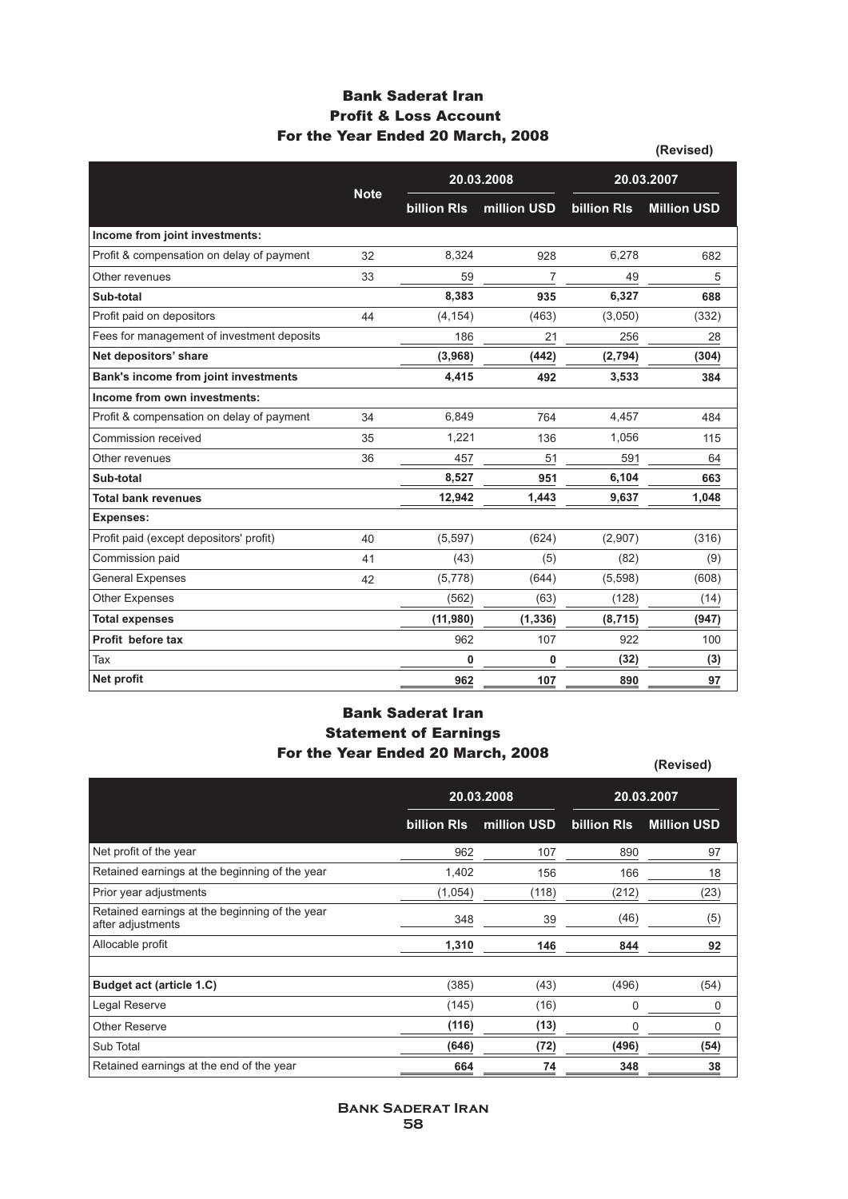# Bank Saderat Iran
## Profit & Loss Account
## For the Year Ended 20 March, 2008

(Revised)

| | Note | 20.03.2008 | | 20.03.2007 | |
|---|---|---|---|---|---|
| | | billion Rls | million USD | billion Rls | Million USD |
| **Income from joint investments:** | | | | | |
| Profit & compensation on delay of payment | 32 | 8,324 | 928 | 6,278 | 682 |
| Other revenues | 33 | 59 | 7 | 49 | 5 |
| **Sub-total** | | **8,383** | **935** | **6,327** | **688** |
| Profit paid on depositors | 44 | (4,154) | (463) | (3,050) | (332) |
| Fees for management of investment deposits | | 186 | 21 | 256 | 28 |
| **Net depositors' share** | | **(3,968)** | **(442)** | **(2,794)** | **(304)** |
| **Bank's income from joint investments** | | **4,415** | **492** | **3,533** | **384** |
| **Income from own investments:** | | | | | |
| Profit & compensation on delay of payment | 34 | 6,849 | 764 | 4,457 | 484 |
| Commission received | 35 | 1,221 | 136 | 1,056 | 115 |
| Other revenues | 36 | 457 | 51 | 591 | 64 |
| **Sub-total** | | **8,527** | **951** | **6,104** | **663** |
| **Total bank revenues** | | **12,942** | **1,443** | **9,637** | **1,048** |
| **Expenses:** | | | | | |
| Profit paid (except depositors' profit) | 40 | (5,597) | (624) | (2,907) | (316) |
| Commission paid | 41 | (43) | (5) | (82) | (9) |
| General Expenses | 42 | (5,778) | (644) | (5,598) | (608) |
| Other Expenses | | (562) | (63) | (128) | (14) |
| **Total expenses** | | **(11,980)** | **(1,336)** | **(8,715)** | **(947)** |
| **Profit before tax** | | 962 | 107 | 922 | 100 |
| Tax | | **0** | **0** | **(32)** | **(3)** |
| **Net profit** | | **962** | **107** | **890** | **97** |

# Bank Saderat Iran
## Statement of Earnings
## For the Year Ended 20 March, 2008

(Revised)

| | 20.03.2008 | | 20.03.2007 | |
|---|---|---|---|---|
| | billion Rls | million USD | billion Rls | Million USD |
| Net profit of the year | 962 | 107 | 890 | 97 |
| Retained earnings at the beginning of the year | 1,402 | 156 | 166 | 18 |
| Prior year adjustments | (1,054) | (118) | (212) | (23) |
| Retained earnings at the beginning of the year after adjustments | 348 | 39 | (46) | (5) |
| Allocable profit | **1,310** | **146** | **844** | **92** |
| | | | | |
| **Budget act (article 1.C)** | (385) | (43) | (496) | (54) |
| Legal Reserve | (145) | (16) | 0 | 0 |
| Other Reserve | **(116)** | **(13)** | 0 | 0 |
| Sub Total | **(646)** | **(72)** | **(496)** | **(54)** |
| Retained earnings at the end of the year | **664** | **74** | **348** | **38** |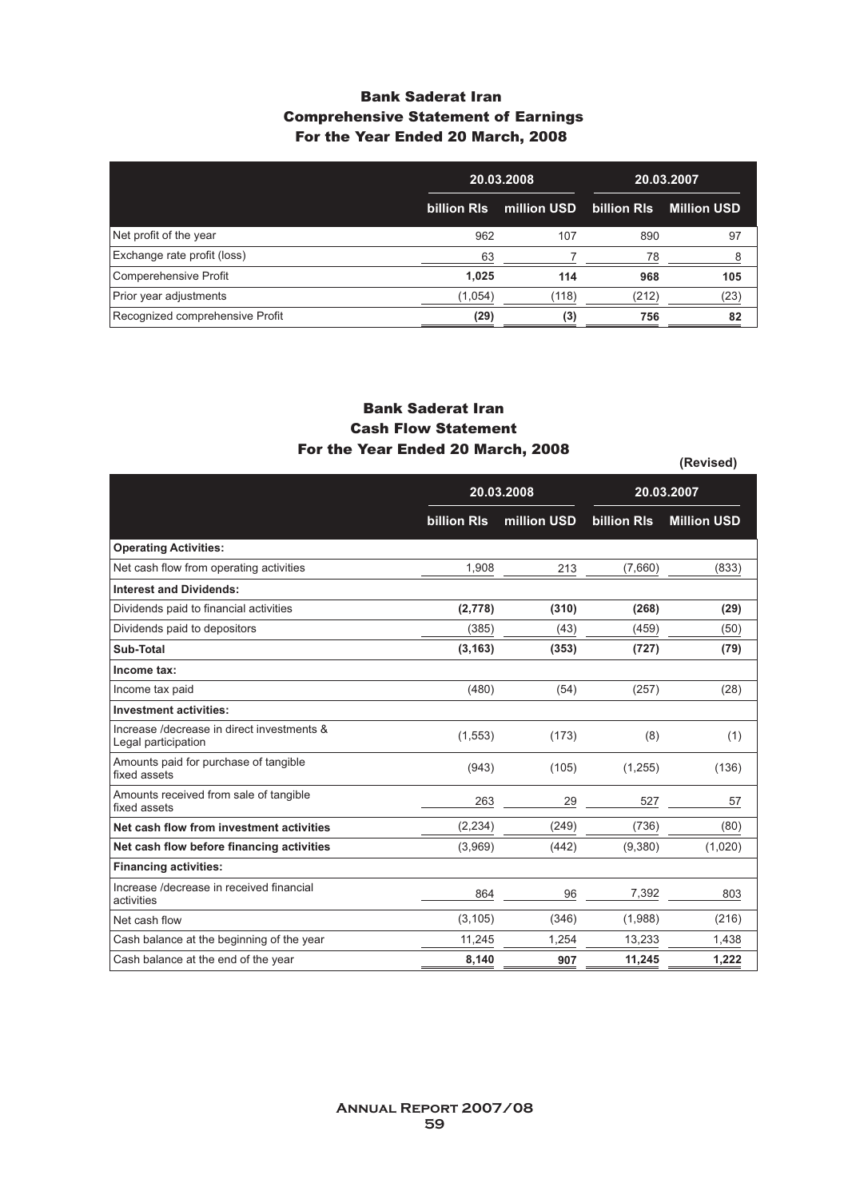## Bank Saderat Iran
## Comprehensive Statement of Earnings
## For the Year Ended 20 March, 2008

| | 20.03.2008 | | 20.03.2007 | |
|---|---|---|---|---|
| | billion Rls | million USD | billion Rls | Million USD |
| Net profit of the year | 962 | 107 | 890 | 97 |
| Exchange rate profit (loss) | 63 | 7 | 78 | 8 |
| Comperehensive Profit | **1,025** | **114** | **968** | **105** |
| Prior year adjustments | (1,054) | (118) | (212) | (23) |
| Recognized comprehensive Profit | **(29)** | **(3)** | **756** | **82** |

## Bank Saderat Iran
## Cash Flow Statement
## For the Year Ended 20 March, 2008

**(Revised)**

| | 20.03.2008 | | 20.03.2007 | |
|---|---|---|---|---|
| | billion Rls | million USD | billion Rls | Million USD |
| **Operating Activities:** | | | | |
| Net cash flow from operating activities | 1,908 | 213 | (7,660) | (833) |
| **Interest and Dividends:** | | | | |
| Dividends paid to financial activities | **(2,778)** | **(310)** | **(268)** | **(29)** |
| Dividends paid to depositors | (385) | (43) | (459) | (50) |
| **Sub-Total** | **(3,163)** | **(353)** | **(727)** | **(79)** |
| **Income tax:** | | | | |
| Income tax paid | (480) | (54) | (257) | (28) |
| **Investment activities:** | | | | |
| Increase /decrease in direct investments & Legal participation | (1,553) | (173) | (8) | (1) |
| Amounts paid for purchase of tangible fixed assets | (943) | (105) | (1,255) | (136) |
| Amounts received from sale of tangible fixed assets | 263 | 29 | 527 | 57 |
| **Net cash flow from investment activities** | (2,234) | (249) | (736) | (80) |
| **Net cash flow before financing activities** | (3,969) | (442) | (9,380) | (1,020) |
| **Financing activities:** | | | | |
| Increase /decrease in received financial activities | 864 | 96 | 7,392 | 803 |
| Net cash flow | (3,105) | (346) | (1,988) | (216) |
| Cash balance at the beginning of the year | 11,245 | 1,254 | 13,233 | 1,438 |
| Cash balance at the end of the year | **8,140** | **907** | **11,245** | **1,222** |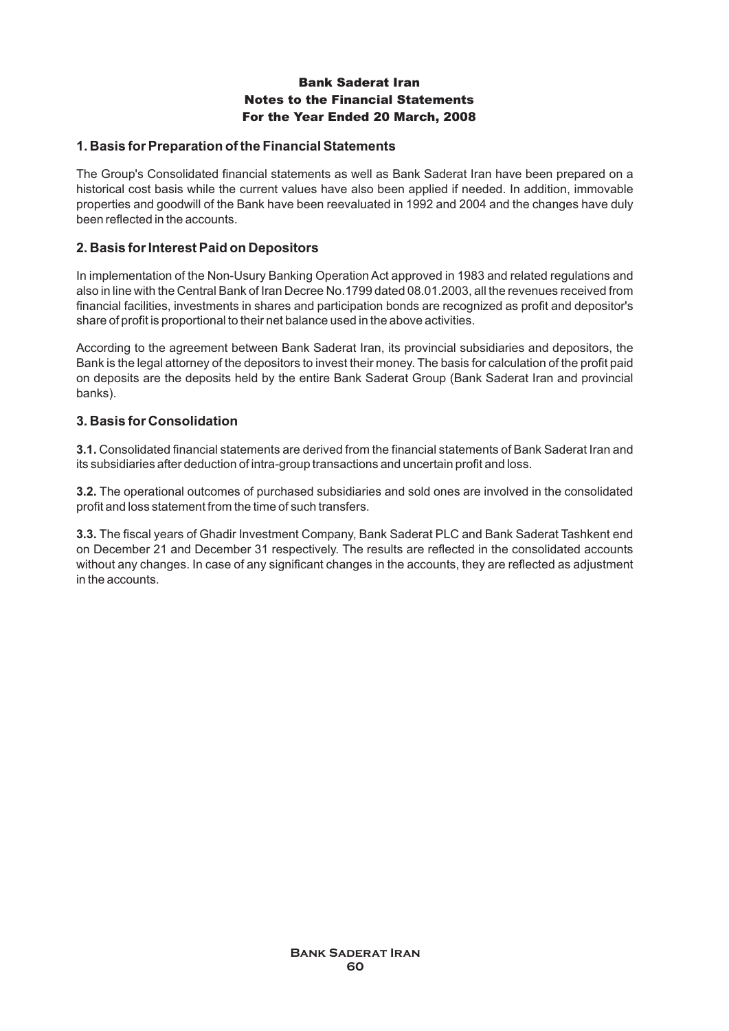# Bank Saderat Iran
## Notes to the Financial Statements
## For the Year Ended 20 March, 2008

### 1. Basis for Preparation of the Financial Statements

The Group's Consolidated financial statements as well as Bank Saderat Iran have been prepared on a historical cost basis while the current values have also been applied if needed. In addition, immovable properties and goodwill of the Bank have been reevaluated in 1992 and 2004 and the changes have duly been reflected in the accounts.

### 2. Basis for Interest Paid on Depositors

In implementation of the Non-Usury Banking Operation Act approved in 1983 and related regulations and also in line with the Central Bank of Iran Decree No.1799 dated 08.01.2003, all the revenues received from financial facilities, investments in shares and participation bonds are recognized as profit and depositor's share of profit is proportional to their net balance used in the above activities.

According to the agreement between Bank Saderat Iran, its provincial subsidiaries and depositors, the Bank is the legal attorney of the depositors to invest their money. The basis for calculation of the profit paid on deposits are the deposits held by the entire Bank Saderat Group (Bank Saderat Iran and provincial banks).

### 3. Basis for Consolidation

**3.1.** Consolidated financial statements are derived from the financial statements of Bank Saderat Iran and its subsidiaries after deduction of intra-group transactions and uncertain profit and loss.

**3.2.** The operational outcomes of purchased subsidiaries and sold ones are involved in the consolidated profit and loss statement from the time of such transfers.

**3.3.** The fiscal years of Ghadir Investment Company, Bank Saderat PLC and Bank Saderat Tashkent end on December 21 and December 31 respectively. The results are reflected in the consolidated accounts without any changes. In case of any significant changes in the accounts, they are reflected as adjustment in the accounts.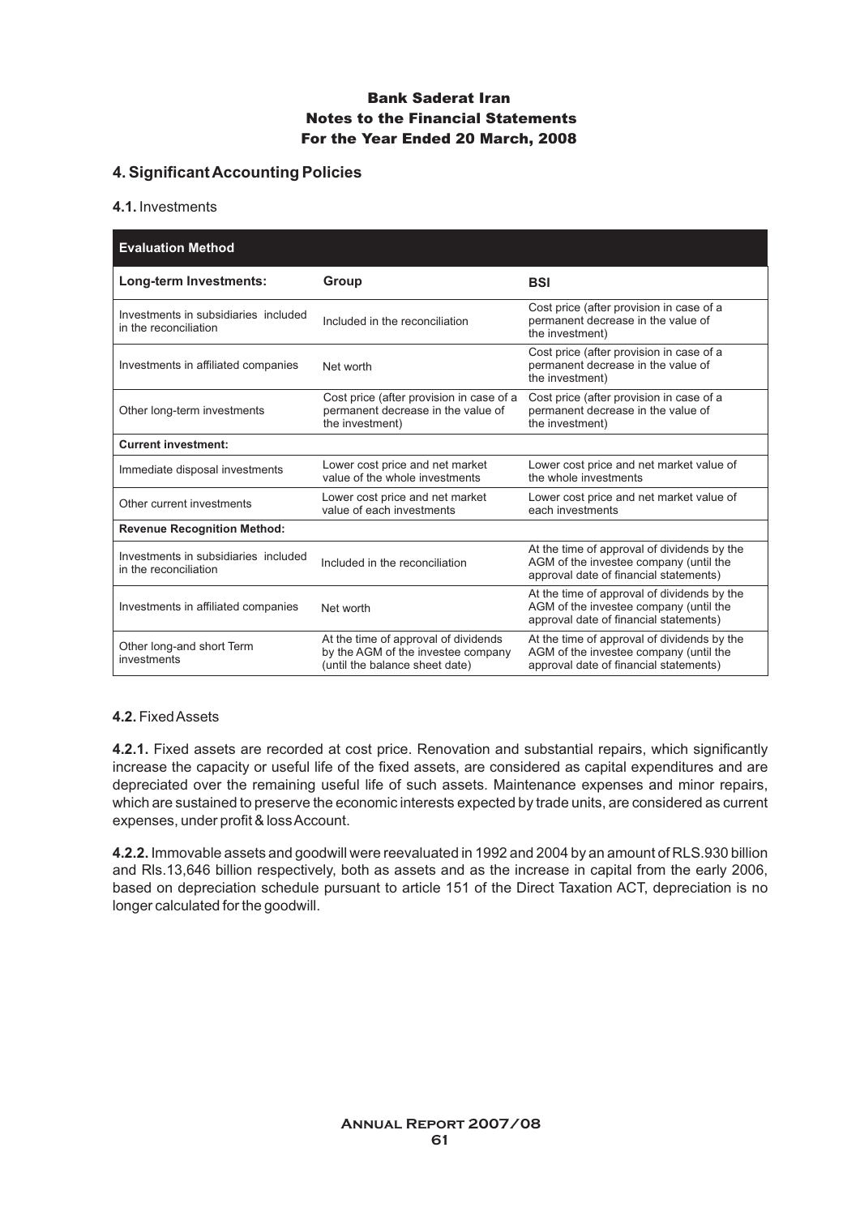# Bank Saderat Iran
## Notes to the Financial Statements
## For the Year Ended 20 March, 2008

## 4. Significant Accounting Policies

### 4.1. Investments

| Evaluation Method | | |
|---|---|---|
| **Long-term Investments:** | **Group** | **BSI** |
| Investments in subsidiaries included in the reconciliation | Included in the reconciliation | Cost price (after provision in case of a permanent decrease in the value of the investment) |
| Investments in affiliated companies | Net worth | Cost price (after provision in case of a permanent decrease in the value of the investment) |
| Other long-term investments | Cost price (after provision in case of a permanent decrease in the value of the investment) | Cost price (after provision in case of a permanent decrease in the value of the investment) |
| **Current investment:** | | |
| Immediate disposal investments | Lower cost price and net market value of the whole investments | Lower cost price and net market value of the whole investments |
| Other current investments | Lower cost price and net market value of each investments | Lower cost price and net market value of each investments |
| **Revenue Recognition Method:** | | |
| Investments in subsidiaries included in the reconciliation | Included in the reconciliation | At the time of approval of dividends by the AGM of the investee company (until the approval date of financial statements) |
| Investments in affiliated companies | Net worth | At the time of approval of dividends by the AGM of the investee company (until the approval date of financial statements) |
| Other long-and short Term investments | At the time of approval of dividends by the AGM of the investee company (until the balance sheet date) | At the time of approval of dividends by the AGM of the investee company (until the approval date of financial statements) |

### 4.2. Fixed Assets

**4.2.1.** Fixed assets are recorded at cost price. Renovation and substantial repairs, which significantly increase the capacity or useful life of the fixed assets, are considered as capital expenditures and are depreciated over the remaining useful life of such assets. Maintenance expenses and minor repairs, which are sustained to preserve the economic interests expected by trade units, are considered as current expenses, under profit & loss Account.

**4.2.2.** Immovable assets and goodwill were reevaluated in 1992 and 2004 by an amount of RLS.930 billion and Rls.13,646 billion respectively, both as assets and as the increase in capital from the early 2006, based on depreciation schedule pursuant to article 151 of the Direct Taxation ACT, depreciation is no longer calculated for the goodwill.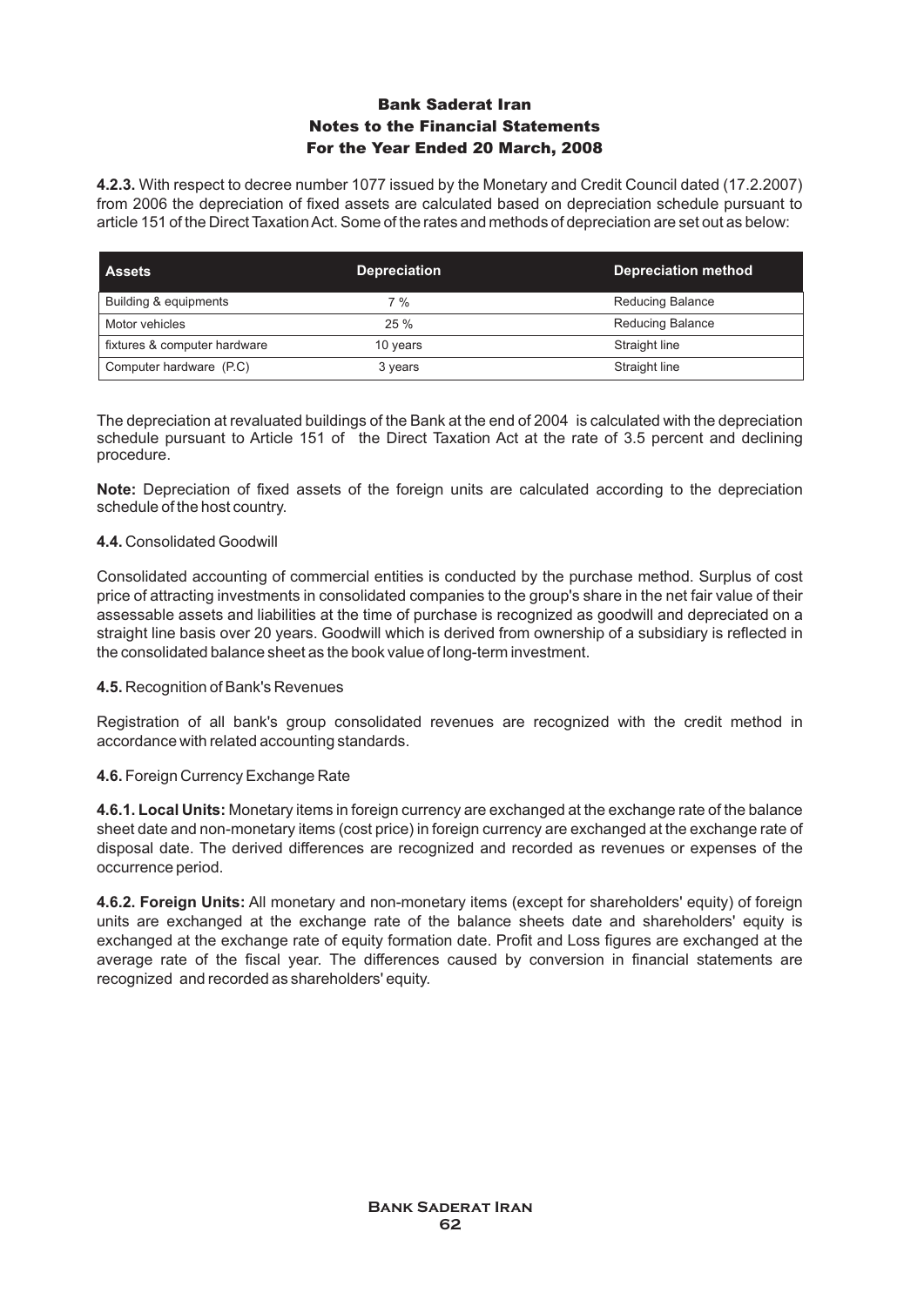# Bank Saderat Iran
## Notes to the Financial Statements
## For the Year Ended 20 March, 2008

**4.2.3.** With respect to decree number 1077 issued by the Monetary and Credit Council dated (17.2.2007) from 2006 the depreciation of fixed assets are calculated based on depreciation schedule pursuant to article 151 of the Direct Taxation Act. Some of the rates and methods of depreciation are set out as below:

| Assets | Depreciation | Depreciation method |
|---|---|---|
| Building & equipments | 7 % | Reducing Balance |
| Motor vehicles | 25 % | Reducing Balance |
| fixtures & computer hardware | 10 years | Straight line |
| Computer hardware (P.C) | 3 years | Straight line |

The depreciation at revaluated buildings of the Bank at the end of 2004 is calculated with the depreciation schedule pursuant to Article 151 of the Direct Taxation Act at the rate of 3.5 percent and declining procedure.

**Note:** Depreciation of fixed assets of the foreign units are calculated according to the depreciation schedule of the host country.

**4.4.** Consolidated Goodwill

Consolidated accounting of commercial entities is conducted by the purchase method. Surplus of cost price of attracting investments in consolidated companies to the group's share in the net fair value of their assessable assets and liabilities at the time of purchase is recognized as goodwill and depreciated on a straight line basis over 20 years. Goodwill which is derived from ownership of a subsidiary is reflected in the consolidated balance sheet as the book value of long-term investment.

**4.5.** Recognition of Bank's Revenues

Registration of all bank's group consolidated revenues are recognized with the credit method in accordance with related accounting standards.

**4.6.** Foreign Currency Exchange Rate

**4.6.1. Local Units:** Monetary items in foreign currency are exchanged at the exchange rate of the balance sheet date and non-monetary items (cost price) in foreign currency are exchanged at the exchange rate of disposal date. The derived differences are recognized and recorded as revenues or expenses of the occurrence period.

**4.6.2. Foreign Units:** All monetary and non-monetary items (except for shareholders' equity) of foreign units are exchanged at the exchange rate of the balance sheets date and shareholders' equity is exchanged at the exchange rate of equity formation date. Profit and Loss figures are exchanged at the average rate of the fiscal year. The differences caused by conversion in financial statements are recognized and recorded as shareholders' equity.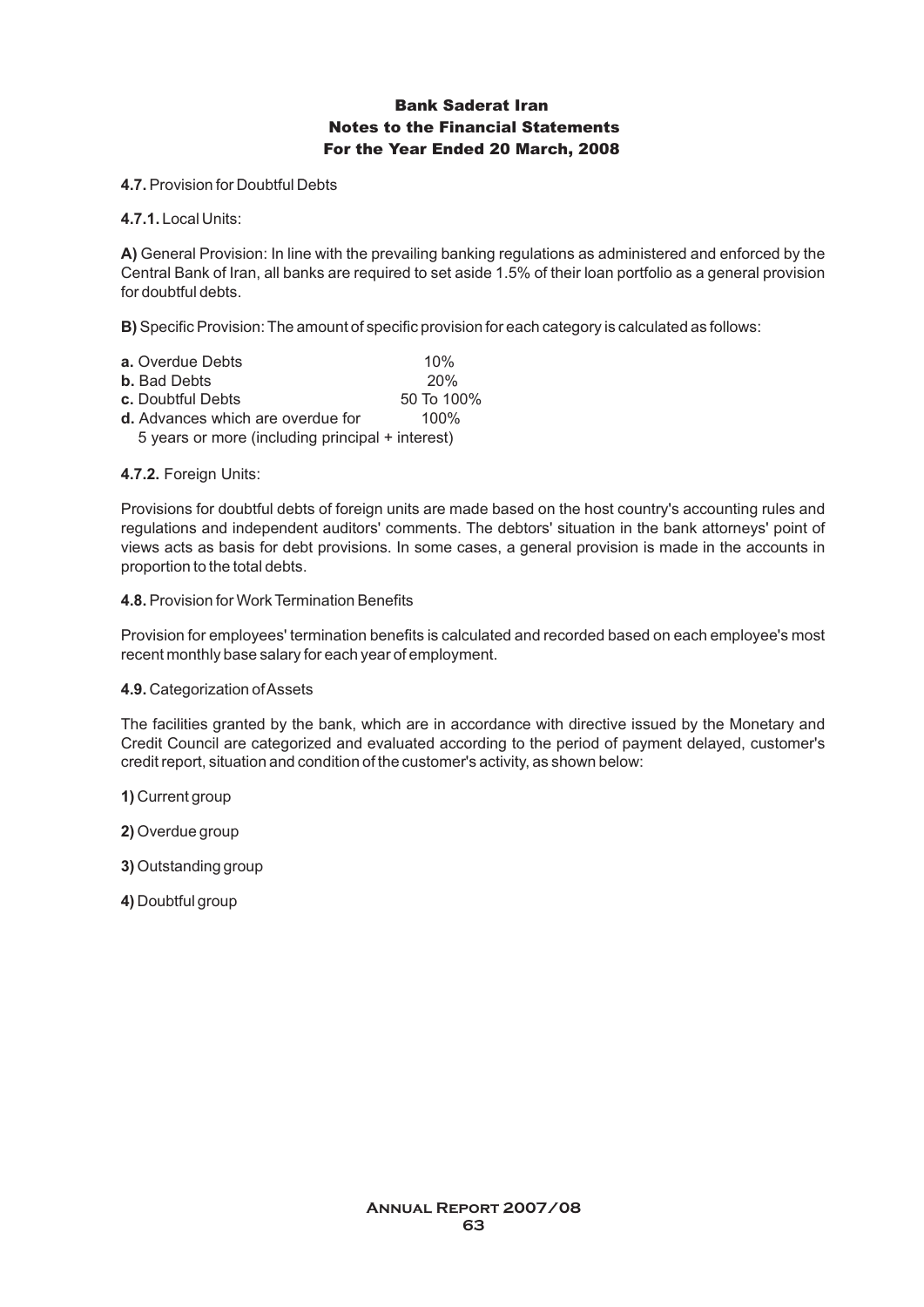**4.7.** Provision for Doubtful Debts

**4.7.1.** Local Units:

**A)** General Provision: In line with the prevailing banking regulations as administered and enforced by the Central Bank of Iran, all banks are required to set aside 1.5% of their loan portfolio as a general provision for doubtful debts.

**B)** Specific Provision: The amount of specific provision for each category is calculated as follows:

| | |
|---|---|
| **a.** Overdue Debts | 10% |
| **b.** Bad Debts | 20% |
| **c.** Doubtful Debts | 50 To 100% |
| **d.** Advances which are overdue for 5 years or more (including principal + interest) | 100% |

**4.7.2.** Foreign Units:

Provisions for doubtful debts of foreign units are made based on the host country's accounting rules and regulations and independent auditors' comments. The debtors' situation in the bank attorneys' point of views acts as basis for debt provisions. In some cases, a general provision is made in the accounts in proportion to the total debts.

**4.8.** Provision for Work Termination Benefits

Provision for employees' termination benefits is calculated and recorded based on each employee's most recent monthly base salary for each year of employment.

**4.9.** Categorization of Assets

The facilities granted by the bank, which are in accordance with directive issued by the Monetary and Credit Council are categorized and evaluated according to the period of payment delayed, customer's credit report, situation and condition of the customer's activity, as shown below:

**1)** Current group

**2)** Overdue group

**3)** Outstanding group

**4)** Doubtful group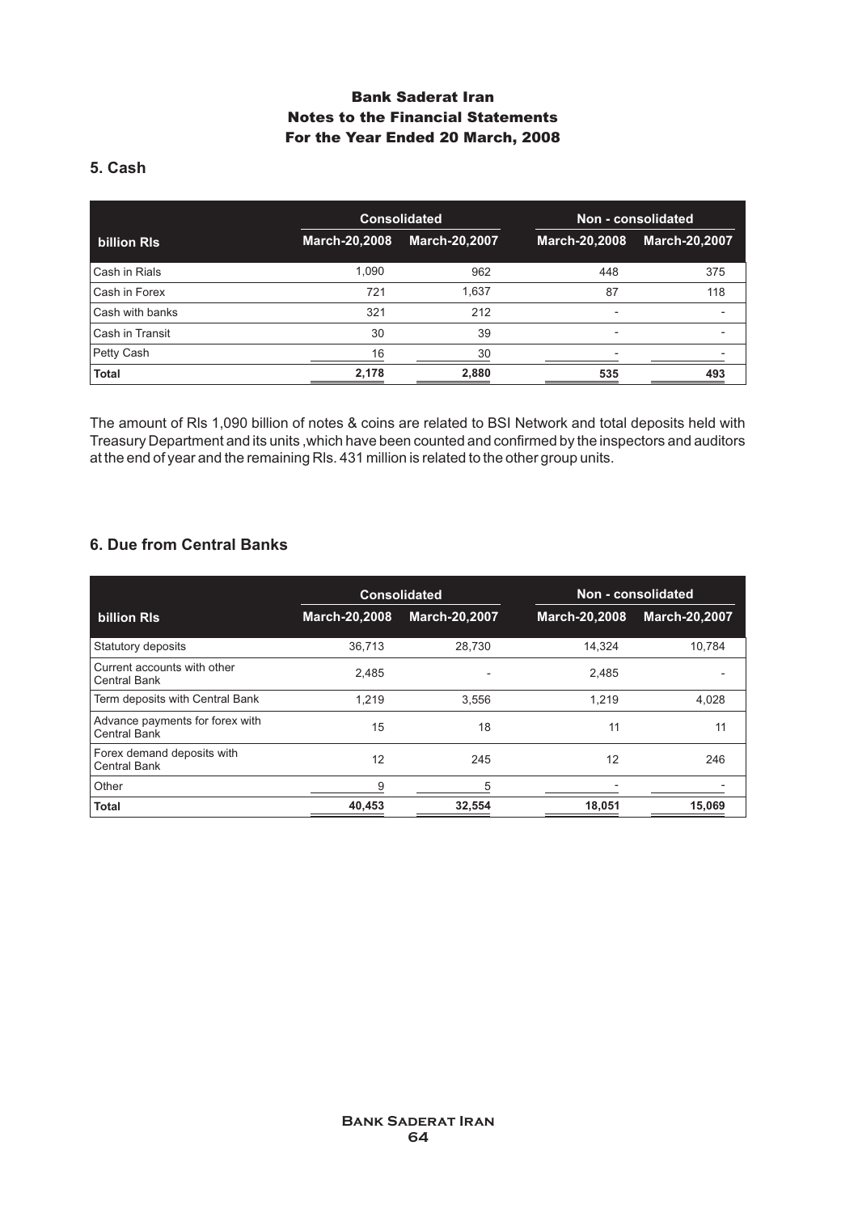# Bank Saderat Iran
## Notes to the Financial Statements
## For the Year Ended 20 March, 2008

### 5. Cash

| billion Rls | Consolidated | | Non - consolidated | |
|---|---|---|---|---|
| | March-20,2008 | March-20,2007 | March-20,2008 | March-20,2007 |
| Cash in Rials | 1,090 | 962 | 448 | 375 |
| Cash in Forex | 721 | 1,637 | 87 | 118 |
| Cash with banks | 321 | 212 | - | - |
| Cash in Transit | 30 | 39 | - | - |
| Petty Cash | 16 | 30 | - | - |
| **Total** | **2,178** | **2,880** | **535** | **493** |

The amount of Rls 1,090 billion of notes & coins are related to BSI Network and total deposits held with Treasury Department and its units ,which have been counted and confirmed by the inspectors and auditors at the end of year and the remaining Rls. 431 million is related to the other group units.

### 6. Due from Central Banks

| billion Rls | Consolidated | | Non - consolidated | |
|---|---|---|---|---|
| | March-20,2008 | March-20,2007 | March-20,2008 | March-20,2007 |
| Statutory deposits | 36,713 | 28,730 | 14,324 | 10,784 |
| Current accounts with other Central Bank | 2,485 | - | 2,485 | - |
| Term deposits with Central Bank | 1,219 | 3,556 | 1,219 | 4,028 |
| Advance payments for forex with Central Bank | 15 | 18 | 11 | 11 |
| Forex demand deposits with Central Bank | 12 | 245 | 12 | 246 |
| Other | 9 | 5 | - | - |
| **Total** | **40,453** | **32,554** | **18,051** | **15,069** |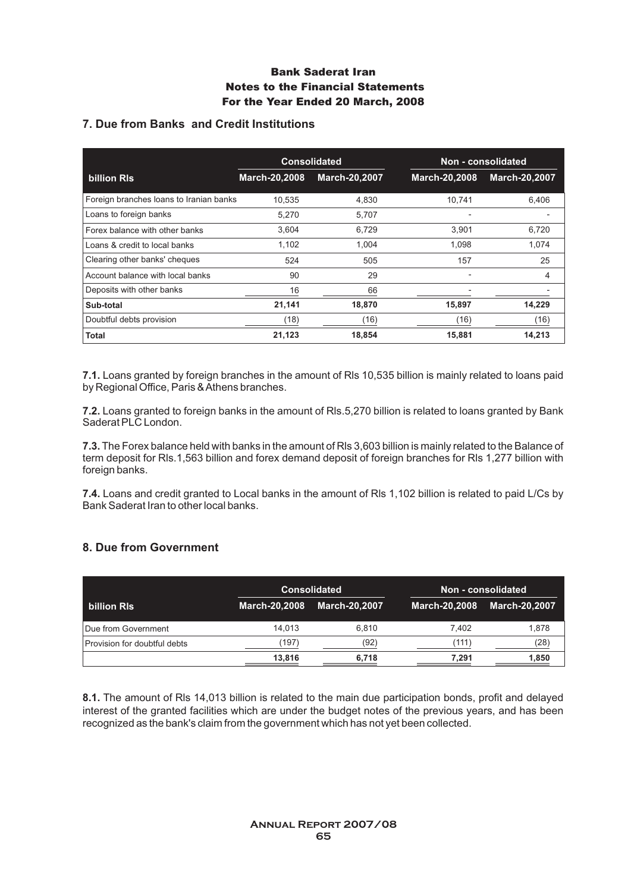# Bank Saderat Iran
## Notes to the Financial Statements
## For the Year Ended 20 March, 2008

### 7. Due from Banks and Credit Institutions

| billion Rls | Consolidated | | Non - consolidated | |
|---|---|---|---|---|
| | March-20,2008 | March-20,2007 | March-20,2008 | March-20,2007 |
| Foreign branches loans to Iranian banks | 10,535 | 4,830 | 10,741 | 6,406 |
| Loans to foreign banks | 5,270 | 5,707 | - | - |
| Forex balance with other banks | 3,604 | 6,729 | 3,901 | 6,720 |
| Loans & credit to local banks | 1,102 | 1,004 | 1,098 | 1,074 |
| Clearing other banks' cheques | 524 | 505 | 157 | 25 |
| Account balance with local banks | 90 | 29 | - | 4 |
| Deposits with other banks | 16 | 66 | - | - |
| **Sub-total** | **21,141** | **18,870** | **15,897** | **14,229** |
| Doubtful debts provision | (18) | (16) | (16) | (16) |
| **Total** | **21,123** | **18,854** | **15,881** | **14,213** |

**7.1.** Loans granted by foreign branches in the amount of Rls 10,535 billion is mainly related to loans paid by Regional Office, Paris & Athens branches.

**7.2.** Loans granted to foreign banks in the amount of Rls.5,270 billion is related to loans granted by Bank Saderat PLC London.

**7.3.** The Forex balance held with banks in the amount of Rls 3,603 billion is mainly related to the Balance of term deposit for Rls.1,563 billion and forex demand deposit of foreign branches for Rls 1,277 billion with foreign banks.

**7.4.** Loans and credit granted to Local banks in the amount of Rls 1,102 billion is related to paid L/Cs by Bank Saderat Iran to other local banks.

### 8. Due from Government

| billion Rls | Consolidated | | Non - consolidated | |
|---|---|---|---|---|
| | March-20,2008 | March-20,2007 | March-20,2008 | March-20,2007 |
| Due from Government | 14,013 | 6,810 | 7,402 | 1,878 |
| Provision for doubtful debts | (197) | (92) | (111) | (28) |
| | **13,816** | **6,718** | **7,291** | **1,850** |

**8.1.** The amount of Rls 14,013 billion is related to the main due participation bonds, profit and delayed interest of the granted facilities which are under the budget notes of the previous years, and has been recognized as the bank's claim from the government which has not yet been collected.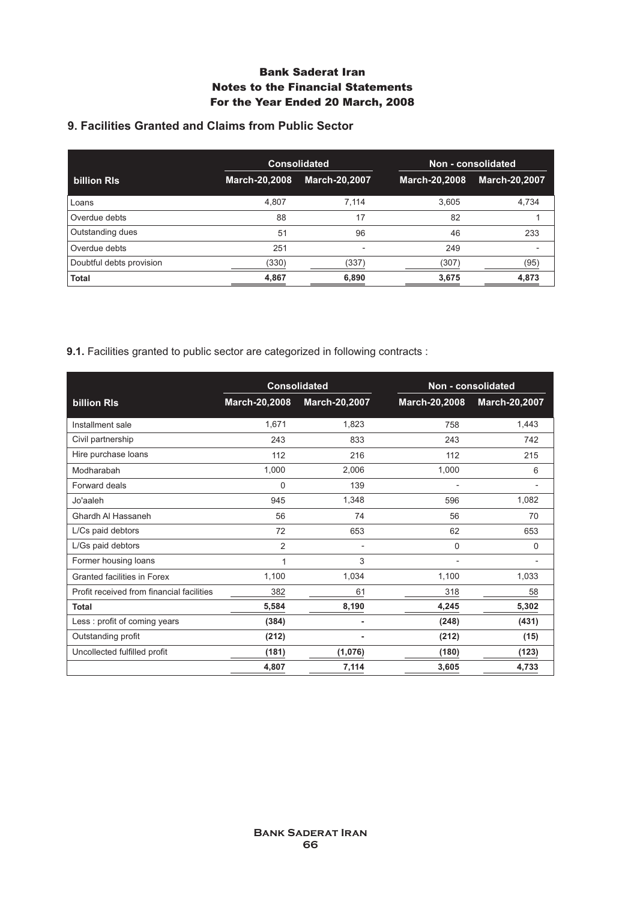## 9. Facilities Granted and Claims from Public Sector

| billion Rls | Consolidated | | Non - consolidated | |
|---|---|---|---|---|
| | March-20,2008 | March-20,2007 | March-20,2008 | March-20,2007 |
| Loans | 4,807 | 7,114 | 3,605 | 4,734 |
| Overdue debts | 88 | 17 | 82 | 1 |
| Outstanding dues | 51 | 96 | 46 | 233 |
| Overdue debts | 251 | - | 249 | - |
| Doubtful debts provision | (330) | (337) | (307) | (95) |
| **Total** | **4,867** | **6,890** | **3,675** | **4,873** |

**9.1.** Facilities granted to public sector are categorized in following contracts :

| billion Rls | Consolidated | | Non - consolidated | |
|---|---|---|---|---|
| | March-20,2008 | March-20,2007 | March-20,2008 | March-20,2007 |
| Installment sale | 1,671 | 1,823 | 758 | 1,443 |
| Civil partnership | 243 | 833 | 243 | 742 |
| Hire purchase loans | 112 | 216 | 112 | 215 |
| Modharabah | 1,000 | 2,006 | 1,000 | 6 |
| Forward deals | 0 | 139 | - | - |
| Jo'aaleh | 945 | 1,348 | 596 | 1,082 |
| Ghardh Al Hassaneh | 56 | 74 | 56 | 70 |
| L/Cs paid debtors | 72 | 653 | 62 | 653 |
| L/Gs paid debtors | 2 | - | 0 | 0 |
| Former housing loans | 1 | 3 | - | - |
| Granted facilities in Forex | 1,100 | 1,034 | 1,100 | 1,033 |
| Profit received from financial facilities | 382 | 61 | 318 | 58 |
| **Total** | **5,584** | **8,190** | **4,245** | **5,302** |
| Less : profit of coming years | **(384)** | **-** | **(248)** | **(431)** |
| Outstanding profit | **(212)** | **-** | **(212)** | **(15)** |
| Uncollected fulfilled profit | **(181)** | **(1,076)** | **(180)** | **(123)** |
| | **4,807** | **7,114** | **3,605** | **4,733** |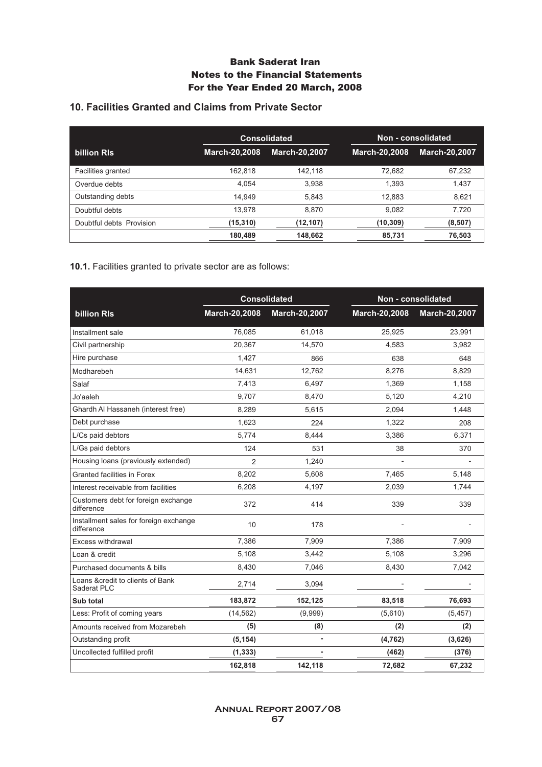# Bank Saderat Iran
## Notes to the Financial Statements
## For the Year Ended 20 March, 2008

### 10. Facilities Granted and Claims from Private Sector

| | Consolidated | | Non - consolidated | |
|---|---|---|---|---|
| **billion Rls** | **March-20,2008** | **March-20,2007** | **March-20,2008** | **March-20,2007** |
| Facilities granted | 162,818 | 142,118 | 72,682 | 67,232 |
| Overdue debts | 4,054 | 3,938 | 1,393 | 1,437 |
| Outstanding debts | 14,949 | 5,843 | 12,883 | 8,621 |
| Doubtful debts | 13,978 | 8,870 | 9,082 | 7,720 |
| Doubtful debts Provision | **(15,310)** | **(12,107)** | **(10,309)** | **(8,507)** |
| | **180,489** | **148,662** | **85,731** | **76,503** |

**10.1.** Facilities granted to private sector are as follows:

| | Consolidated | | Non - consolidated | |
|---|---|---|---|---|
| **billion Rls** | **March-20,2008** | **March-20,2007** | **March-20,2008** | **March-20,2007** |
| Installment sale | 76,085 | 61,018 | 25,925 | 23,991 |
| Civil partnership | 20,367 | 14,570 | 4,583 | 3,982 |
| Hire purchase | 1,427 | 866 | 638 | 648 |
| Modharebeh | 14,631 | 12,762 | 8,276 | 8,829 |
| Salaf | 7,413 | 6,497 | 1,369 | 1,158 |
| Jo'aaleh | 9,707 | 8,470 | 5,120 | 4,210 |
| Ghardh Al Hassaneh (interest free) | 8,289 | 5,615 | 2,094 | 1,448 |
| Debt purchase | 1,623 | 224 | 1,322 | 208 |
| L/Cs paid debtors | 5,774 | 8,444 | 3,386 | 6,371 |
| L/Gs paid debtors | 124 | 531 | 38 | 370 |
| Housing loans (previously extended) | 2 | 1,240 | - | - |
| Granted facilities in Forex | 8,202 | 5,608 | 7,465 | 5,148 |
| Interest receivable from facilities | 6,208 | 4,197 | 2,039 | 1,744 |
| Customers debt for foreign exchange difference | 372 | 414 | 339 | 339 |
| Installment sales for foreign exchange difference | 10 | 178 | - | - |
| Excess withdrawal | 7,386 | 7,909 | 7,386 | 7,909 |
| Loan & credit | 5,108 | 3,442 | 5,108 | 3,296 |
| Purchased documents & bills | 8,430 | 7,046 | 8,430 | 7,042 |
| Loans &credit to clients of Bank Saderat PLC | 2,714 | 3,094 | - | - |
| **Sub total** | **183,872** | **152,125** | **83,518** | **76,693** |
| Less: Profit of coming years | (14,562) | (9,999) | (5,610) | (5,457) |
| Amounts received from Mozarebeh | **(5)** | **(8)** | **(2)** | **(2)** |
| Outstanding profit | **(5,154)** | **-** | **(4,762)** | **(3,626)** |
| Uncollected fulfilled profit | **(1,333)** | **-** | **(462)** | **(376)** |
| | **162,818** | **142,118** | **72,682** | **67,232** |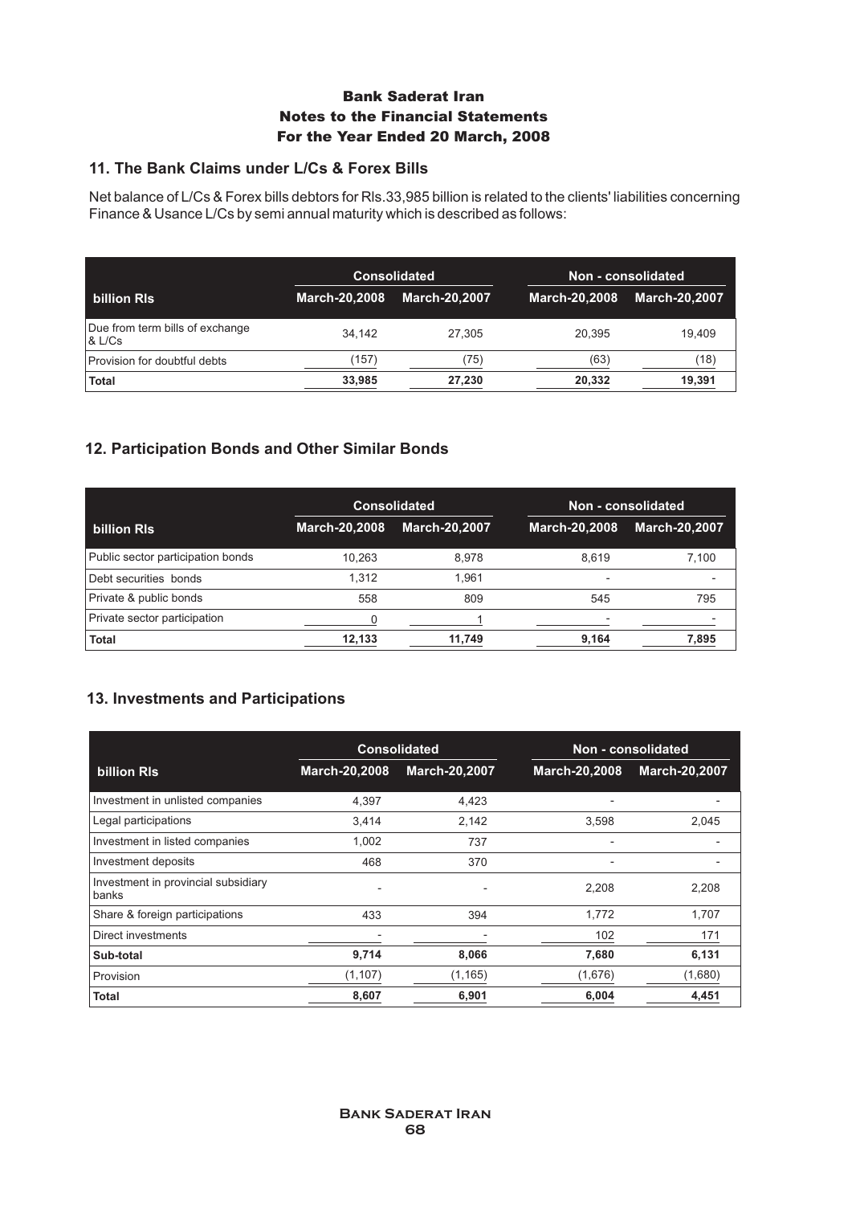# Bank Saderat Iran
## Notes to the Financial Statements
## For the Year Ended 20 March, 2008

### 11. The Bank Claims under L/Cs & Forex Bills

Net balance of L/Cs & Forex bills debtors for Rls.33,985 billion is related to the clients' liabilities concerning Finance & Usance L/Cs by semi annual maturity which is described as follows:

| | Consolidated | | Non - consolidated | |
|---|---|---|---|---|
| billion Rls | March-20,2008 | March-20,2007 | March-20,2008 | March-20,2007 |
| Due from term bills of exchange & L/Cs | 34,142 | 27,305 | 20,395 | 19,409 |
| Provision for doubtful debts | (157) | (75) | (63) | (18) |
| Total | 33,985 | 27,230 | 20,332 | 19,391 |

### 12. Participation Bonds and Other Similar Bonds

| | Consolidated | | Non - consolidated | |
|---|---|---|---|---|
| billion Rls | March-20,2008 | March-20,2007 | March-20,2008 | March-20,2007 |
| Public sector participation bonds | 10,263 | 8,978 | 8,619 | 7,100 |
| Debt securities bonds | 1,312 | 1,961 | - | - |
| Private & public bonds | 558 | 809 | 545 | 795 |
| Private sector participation | 0 | 1 | - | - |
| Total | 12,133 | 11,749 | 9,164 | 7,895 |

### 13. Investments and Participations

| | Consolidated | | Non - consolidated | |
|---|---|---|---|---|
| billion Rls | March-20,2008 | March-20,2007 | March-20,2008 | March-20,2007 |
| Investment in unlisted companies | 4,397 | 4,423 | - | - |
| Legal participations | 3,414 | 2,142 | 3,598 | 2,045 |
| Investment in listed companies | 1,002 | 737 | - | - |
| Investment deposits | 468 | 370 | - | - |
| Investment in provincial subsidiary banks | - | - | 2,208 | 2,208 |
| Share & foreign participations | 433 | 394 | 1,772 | 1,707 |
| Direct investments | - | - | 102 | 171 |
| Sub-total | 9,714 | 8,066 | 7,680 | 6,131 |
| Provision | (1,107) | (1,165) | (1,676) | (1,680) |
| Total | 8,607 | 6,901 | 6,004 | 4,451 |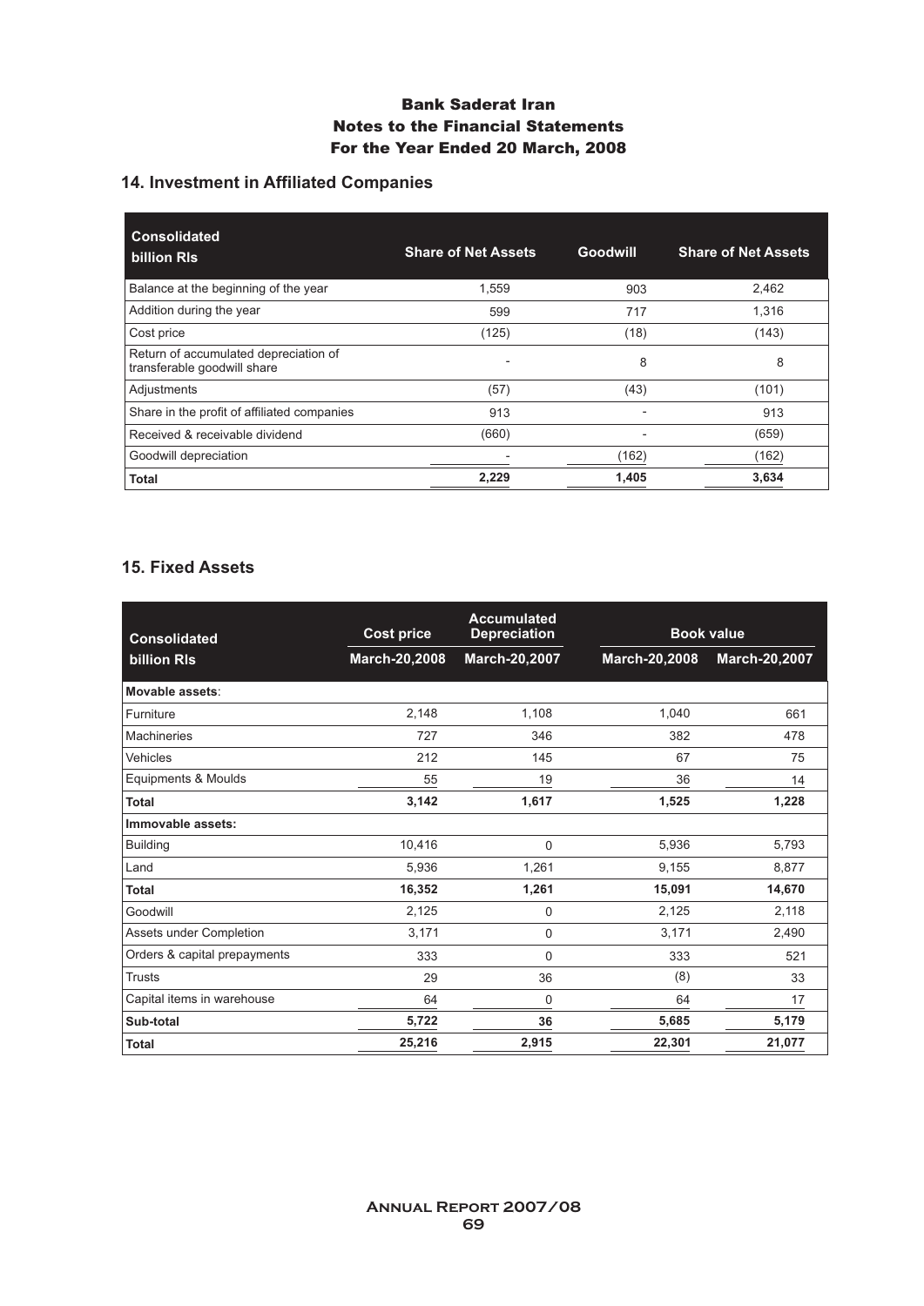# Bank Saderat Iran
## Notes to the Financial Statements
## For the Year Ended 20 March, 2008

### 14. Investment in Affiliated Companies

| Consolidated billion Rls | Share of Net Assets | Goodwill | Share of Net Assets |
|---|---|---|---|
| Balance at the beginning of the year | 1,559 | 903 | 2,462 |
| Addition during the year | 599 | 717 | 1,316 |
| Cost price | (125) | (18) | (143) |
| Return of accumulated depreciation of transferable goodwill share | - | 8 | 8 |
| Adjustments | (57) | (43) | (101) |
| Share in the profit of affiliated companies | 913 | - | 913 |
| Received & receivable dividend | (660) | - | (659) |
| Goodwill depreciation | - | (162) | (162) |
| **Total** | **2,229** | **1,405** | **3,634** |

### 15. Fixed Assets

| Consolidated | Cost price | Accumulated Depreciation | Book value | |
|---|---|---|---|---|
| billion Rls | March-20,2008 | March-20,2007 | March-20,2008 | March-20,2007 |
| **Movable assets**: | | | | |
| Furniture | 2,148 | 1,108 | 1,040 | 661 |
| Machineries | 727 | 346 | 382 | 478 |
| Vehicles | 212 | 145 | 67 | 75 |
| Equipments & Moulds | 55 | 19 | 36 | 14 |
| **Total** | **3,142** | **1,617** | **1,525** | **1,228** |
| **Immovable assets:** | | | | |
| Building | 10,416 | 0 | 5,936 | 5,793 |
| Land | 5,936 | 1,261 | 9,155 | 8,877 |
| **Total** | **16,352** | **1,261** | **15,091** | **14,670** |
| Goodwill | 2,125 | 0 | 2,125 | 2,118 |
| Assets under Completion | 3,171 | 0 | 3,171 | 2,490 |
| Orders & capital prepayments | 333 | 0 | 333 | 521 |
| Trusts | 29 | 36 | (8) | 33 |
| Capital items in warehouse | 64 | 0 | 64 | 17 |
| **Sub-total** | **5,722** | **36** | **5,685** | **5,179** |
| **Total** | **25,216** | **2,915** | **22,301** | **21,077** |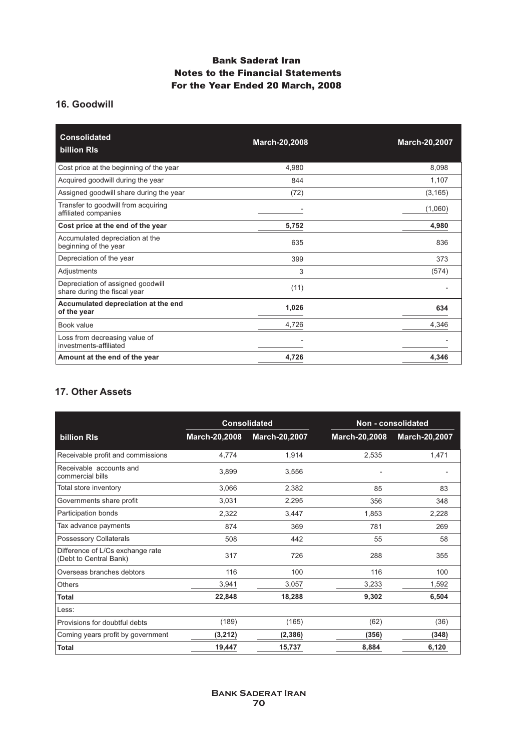# Bank Saderat Iran
# Notes to the Financial Statements
# For the Year Ended 20 March, 2008

## 16. Goodwill

| Consolidated billion Rls | March-20,2008 | March-20,2007 |
|---|---|---|
| Cost price at the beginning of the year | 4,980 | 8,098 |
| Acquired goodwill during the year | 844 | 1,107 |
| Assigned goodwill share during the year | (72) | (3,165) |
| Transfer to goodwill from acquiring affiliated companies | - | (1,060) |
| **Cost price at the end of the year** | **5,752** | **4,980** |
| Accumulated depreciation at the beginning of the year | 635 | 836 |
| Depreciation of the year | 399 | 373 |
| Adjustments | 3 | (574) |
| Depreciation of assigned goodwill share during the fiscal year | (11) | - |
| **Accumulated depreciation at the end of the year** | **1,026** | **634** |
| Book value | 4,726 | 4,346 |
| Loss from decreasing value of investments-affiliated | - | - |
| **Amount at the end of the year** | **4,726** | **4,346** |

## 17. Other Assets

| | Consolidated | | Non - consolidated | |
|---|---|---|---|---|
| billion Rls | March-20,2008 | March-20,2007 | March-20,2008 | March-20,2007 |
| Receivable profit and commissions | 4,774 | 1,914 | 2,535 | 1,471 |
| Receivable accounts and commercial bills | 3,899 | 3,556 | - | - |
| Total store inventory | 3,066 | 2,382 | 85 | 83 |
| Governments share profit | 3,031 | 2,295 | 356 | 348 |
| Participation bonds | 2,322 | 3,447 | 1,853 | 2,228 |
| Tax advance payments | 874 | 369 | 781 | 269 |
| Possessory Collaterals | 508 | 442 | 55 | 58 |
| Difference of L/Cs exchange rate (Debt to Central Bank) | 317 | 726 | 288 | 355 |
| Overseas branches debtors | 116 | 100 | 116 | 100 |
| Others | 3,941 | 3,057 | 3,233 | 1,592 |
| **Total** | **22,848** | **18,288** | **9,302** | **6,504** |
| Less: | | | | |
| Provisions for doubtful debts | (189) | (165) | (62) | (36) |
| Coming years profit by government | **(3,212)** | **(2,386)** | **(356)** | **(348)** |
| **Total** | **19,447** | **15,737** | **8,884** | **6,120** |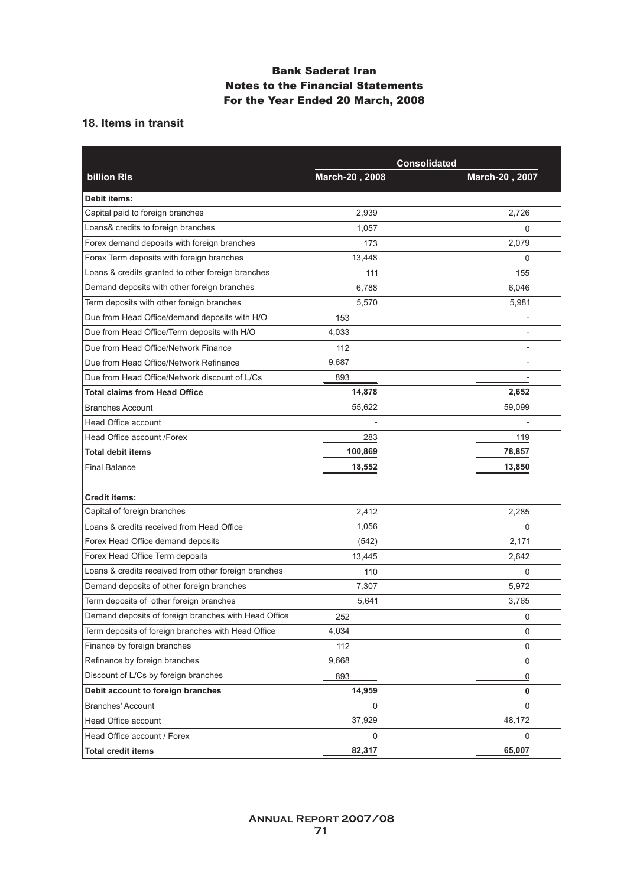# Bank Saderat Iran
## Notes to the Financial Statements
## For the Year Ended 20 March, 2008

### 18. Items in transit

| billion Rls | Consolidated | | |
|---|---|---|---|
| | | March-20 , 2008 | March-20 , 2007 |
| **Debit items:** | | | |
| Capital paid to foreign branches | | 2,939 | 2,726 |
| Loans& credits to foreign branches | | 1,057 | 0 |
| Forex demand deposits with foreign branches | | 173 | 2,079 |
| Forex Term deposits with foreign branches | | 13,448 | 0 |
| Loans & credits granted to other foreign branches | | 111 | 155 |
| Demand deposits with other foreign branches | | 6,788 | 6,046 |
| Term deposits with other foreign branches | | 5,570 | 5,981 |
| Due from Head Office/demand deposits with H/O | 153 | | - |
| Due from Head Office/Term deposits with H/O | 4,033 | | - |
| Due from Head Office/Network Finance | 112 | | - |
| Due from Head Office/Network Refinance | 9,687 | | - |
| Due from Head Office/Network discount of L/Cs | 893 | | - |
| **Total claims from Head Office** | | **14,878** | **2,652** |
| Branches Account | | 55,622 | 59,099 |
| Head Office account | | - | - |
| Head Office account /Forex | | 283 | 119 |
| **Total debit items** | | **100,869** | **78,857** |
| Final Balance | | **18,552** | **13,850** |
| | | | |
| **Credit items:** | | | |
| Capital of foreign branches | | 2,412 | 2,285 |
| Loans & credits received from Head Office | | 1,056 | 0 |
| Forex Head Office demand deposits | | (542) | 2,171 |
| Forex Head Office Term deposits | | 13,445 | 2,642 |
| Loans & credits received from other foreign branches | | 110 | 0 |
| Demand deposits of other foreign branches | | 7,307 | 5,972 |
| Term deposits of other foreign branches | | 5,641 | 3,765 |
| Demand deposits of foreign branches with Head Office | 252 | | 0 |
| Term deposits of foreign branches with Head Office | 4,034 | | 0 |
| Finance by foreign branches | 112 | | 0 |
| Refinance by foreign branches | 9,668 | | 0 |
| Discount of L/Cs by foreign branches | 893 | | 0 |
| **Debit account to foreign branches** | | **14,959** | **0** |
| Branches' Account | | 0 | 0 |
| Head Office account | | 37,929 | 48,172 |
| Head Office account / Forex | | 0 | 0 |
| **Total credit items** | | **82,317** | **65,007** |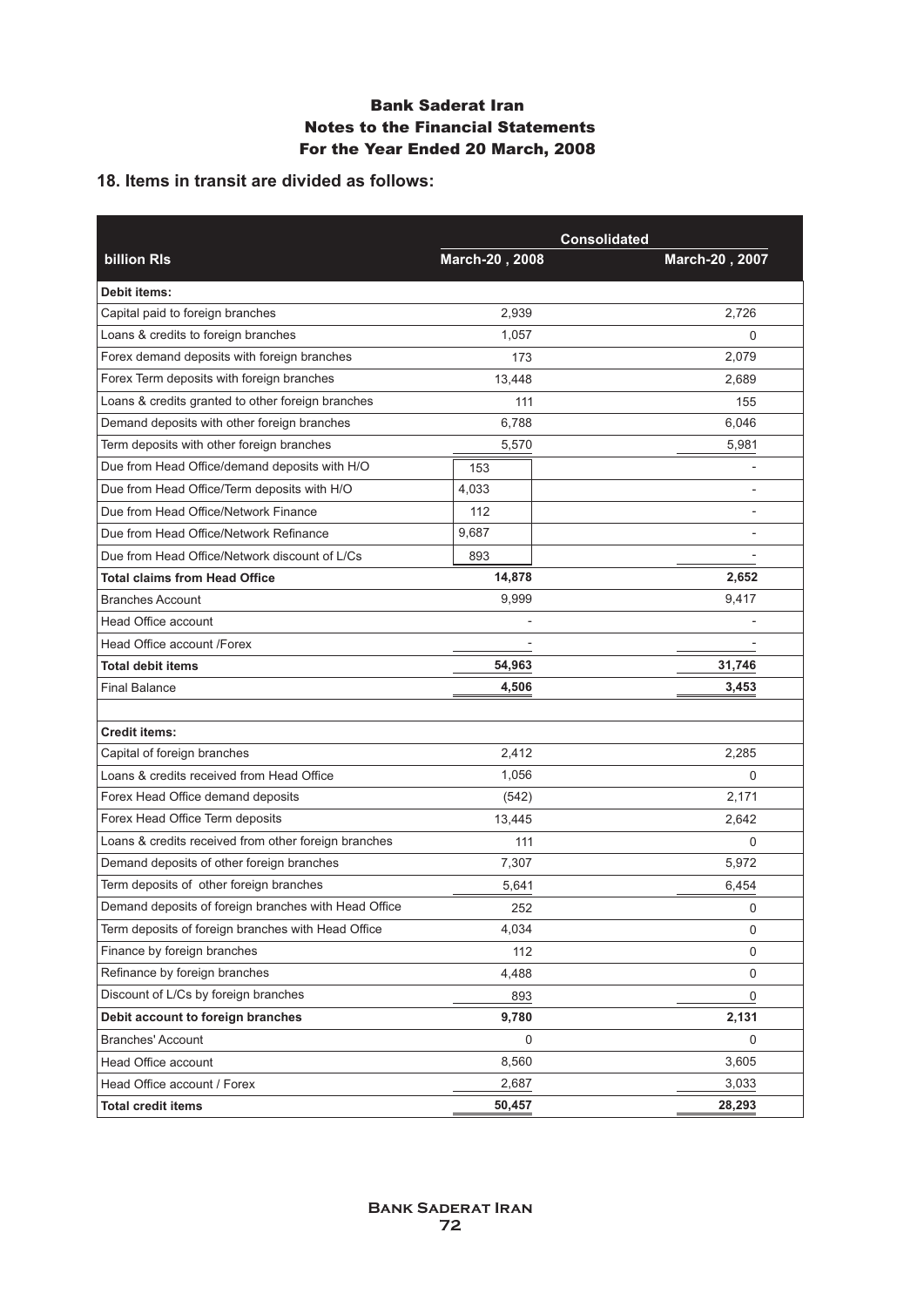### Bank Saderat Iran
### Notes to the Financial Statements
### For the Year Ended 20 March, 2008

## 18. Items in transit are divided as follows:

| billion Rls | Consolidated | |
|---|---|---|
| | March-20 , 2008 | March-20 , 2007 |
| **Debit items:** | | |
| Capital paid to foreign branches | 2,939 | 2,726 |
| Loans & credits to foreign branches | 1,057 | 0 |
| Forex demand deposits with foreign branches | 173 | 2,079 |
| Forex Term deposits with foreign branches | 13,448 | 2,689 |
| Loans & credits granted to other foreign branches | 111 | 155 |
| Demand deposits with other foreign branches | 6,788 | 6,046 |
| Term deposits with other foreign branches | 5,570 | 5,981 |
| Due from Head Office/demand deposits with H/O | 153 | - |
| Due from Head Office/Term deposits with H/O | 4,033 | - |
| Due from Head Office/Network Finance | 112 | - |
| Due from Head Office/Network Refinance | 9,687 | - |
| Due from Head Office/Network discount of L/Cs | 893 | - |
| **Total claims from Head Office** | **14,878** | **2,652** |
| Branches Account | 9,999 | 9,417 |
| Head Office account | - | - |
| Head Office account /Forex | - | - |
| **Total debit items** | **54,963** | **31,746** |
| Final Balance | **4,506** | **3,453** |
| | | |
| **Credit items:** | | |
| Capital of foreign branches | 2,412 | 2,285 |
| Loans & credits received from Head Office | 1,056 | 0 |
| Forex Head Office demand deposits | (542) | 2,171 |
| Forex Head Office Term deposits | 13,445 | 2,642 |
| Loans & credits received from other foreign branches | 111 | 0 |
| Demand deposits of other foreign branches | 7,307 | 5,972 |
| Term deposits of other foreign branches | 5,641 | 6,454 |
| Demand deposits of foreign branches with Head Office | 252 | 0 |
| Term deposits of foreign branches with Head Office | 4,034 | 0 |
| Finance by foreign branches | 112 | 0 |
| Refinance by foreign branches | 4,488 | 0 |
| Discount of L/Cs by foreign branches | 893 | 0 |
| **Debit account to foreign branches** | **9,780** | **2,131** |
| Branches' Account | 0 | 0 |
| Head Office account | 8,560 | 3,605 |
| Head Office account / Forex | 2,687 | 3,033 |
| **Total credit items** | **50,457** | **28,293** |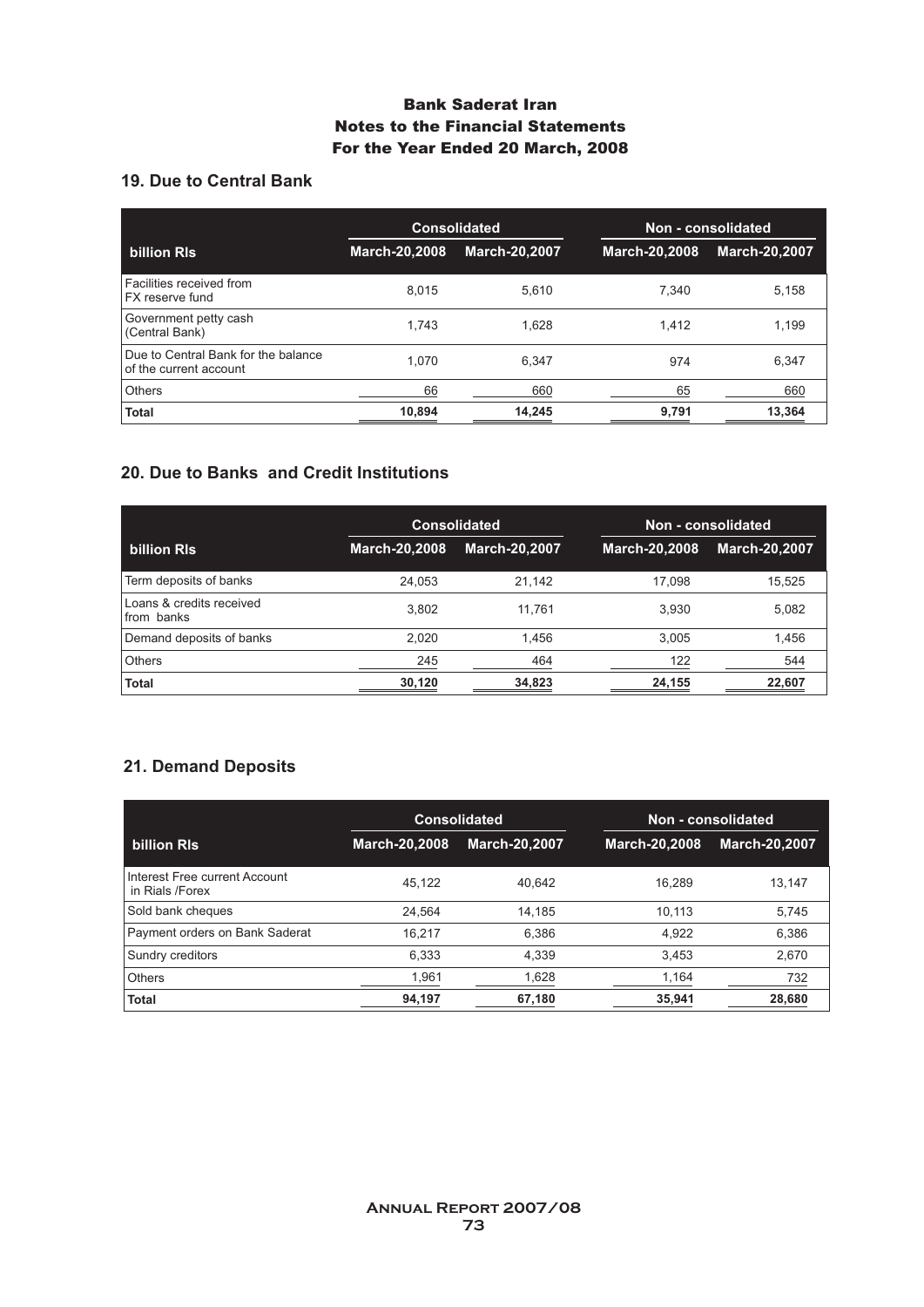# Bank Saderat Iran
# Notes to the Financial Statements
# For the Year Ended 20 March, 2008

## 19. Due to Central Bank

| billion Rls | Consolidated | | Non - consolidated | |
|---|---|---|---|---|
| | March-20,2008 | March-20,2007 | March-20,2008 | March-20,2007 |
| Facilities received from FX reserve fund | 8,015 | 5,610 | 7,340 | 5,158 |
| Government petty cash (Central Bank) | 1,743 | 1,628 | 1,412 | 1,199 |
| Due to Central Bank for the balance of the current account | 1,070 | 6,347 | 974 | 6,347 |
| Others | 66 | 660 | 65 | 660 |
| **Total** | **10,894** | **14,245** | **9,791** | **13,364** |

## 20. Due to Banks and Credit Institutions

| billion Rls | Consolidated | | Non - consolidated | |
|---|---|---|---|---|
| | March-20,2008 | March-20,2007 | March-20,2008 | March-20,2007 |
| Term deposits of banks | 24,053 | 21,142 | 17,098 | 15,525 |
| Loans & credits received from banks | 3,802 | 11,761 | 3,930 | 5,082 |
| Demand deposits of banks | 2,020 | 1,456 | 3,005 | 1,456 |
| Others | 245 | 464 | 122 | 544 |
| **Total** | **30,120** | **34,823** | **24,155** | **22,607** |

## 21. Demand Deposits

| billion Rls | Consolidated | | Non - consolidated | |
|---|---|---|---|---|
| | March-20,2008 | March-20,2007 | March-20,2008 | March-20,2007 |
| Interest Free current Account in Rials /Forex | 45,122 | 40,642 | 16,289 | 13,147 |
| Sold bank cheques | 24,564 | 14,185 | 10,113 | 5,745 |
| Payment orders on Bank Saderat | 16,217 | 6,386 | 4,922 | 6,386 |
| Sundry creditors | 6,333 | 4,339 | 3,453 | 2,670 |
| Others | 1,961 | 1,628 | 1,164 | 732 |
| **Total** | **94,197** | **67,180** | **35,941** | **28,680** |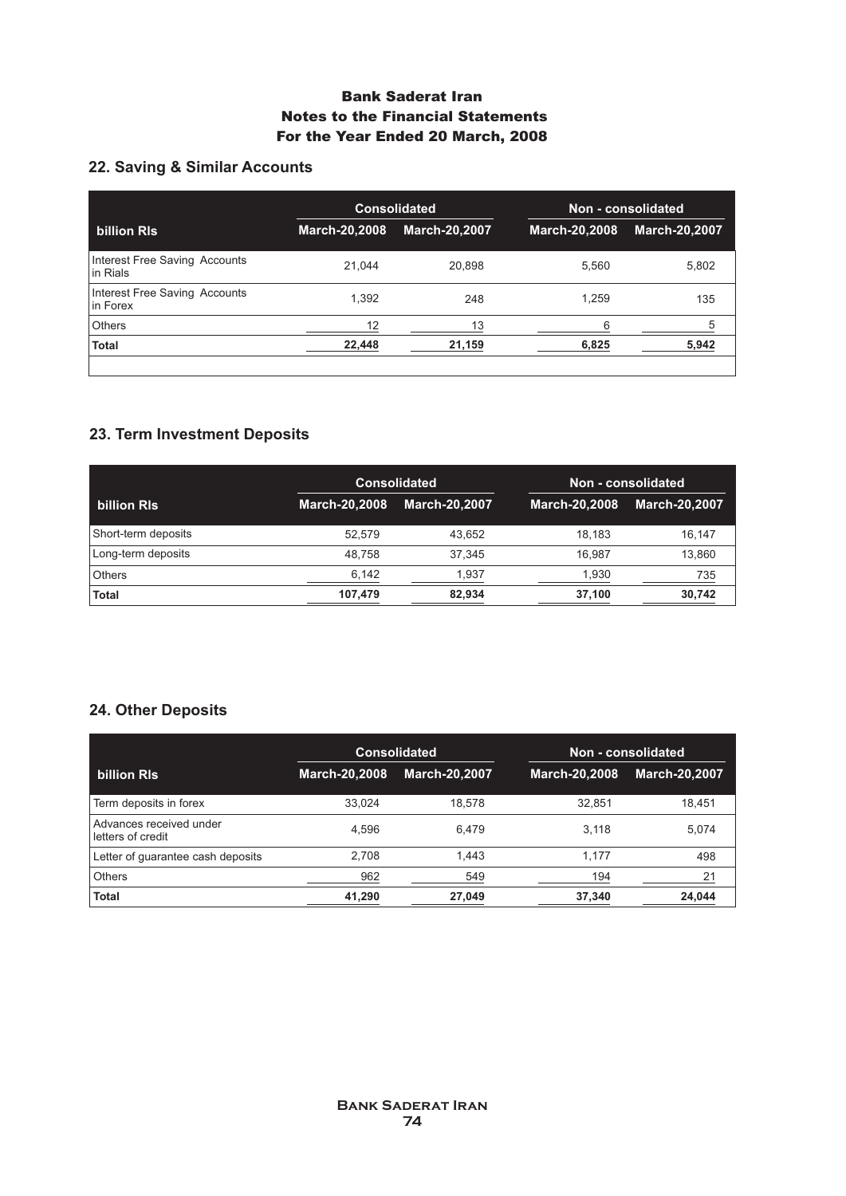# Bank Saderat Iran
## Notes to the Financial Statements
## For the Year Ended 20 March, 2008

## 22. Saving & Similar Accounts

| | Consolidated | | Non - consolidated | |
|---|---|---|---|---|
| **billion Rls** | **March-20,2008** | **March-20,2007** | **March-20,2008** | **March-20,2007** |
| Interest Free Saving Accounts in Rials | 21,044 | 20,898 | 5,560 | 5,802 |
| Interest Free Saving Accounts in Forex | 1,392 | 248 | 1,259 | 135 |
| Others | 12 | 13 | 6 | 5 |
| **Total** | **22,448** | **21,159** | **6,825** | **5,942** |

## 23. Term Investment Deposits

| | Consolidated | | Non - consolidated | |
|---|---|---|---|---|
| **billion Rls** | **March-20,2008** | **March-20,2007** | **March-20,2008** | **March-20,2007** |
| Short-term deposits | 52,579 | 43,652 | 18,183 | 16,147 |
| Long-term deposits | 48,758 | 37,345 | 16,987 | 13,860 |
| Others | 6,142 | 1,937 | 1,930 | 735 |
| **Total** | **107,479** | **82,934** | **37,100** | **30,742** |

## 24. Other Deposits

| | Consolidated | | Non - consolidated | |
|---|---|---|---|---|
| **billion Rls** | **March-20,2008** | **March-20,2007** | **March-20,2008** | **March-20,2007** |
| Term deposits in forex | 33,024 | 18,578 | 32,851 | 18,451 |
| Advances received under letters of credit | 4,596 | 6,479 | 3,118 | 5,074 |
| Letter of guarantee cash deposits | 2,708 | 1,443 | 1,177 | 498 |
| Others | 962 | 549 | 194 | 21 |
| **Total** | **41,290** | **27,049** | **37,340** | **24,044** |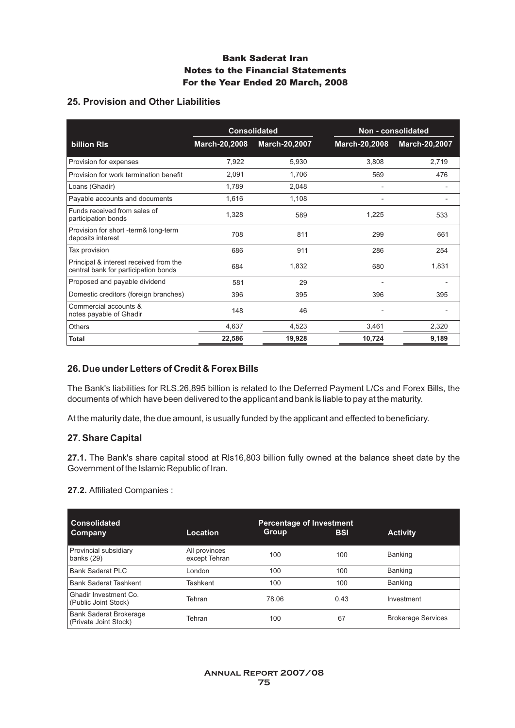# Bank Saderat Iran
## Notes to the Financial Statements
## For the Year Ended 20 March, 2008

### 25. Provision and Other Liabilities

| billion Rls | Consolidated | | Non - consolidated | |
|---|---|---|---|---|
| | March-20,2008 | March-20,2007 | March-20,2008 | March-20,2007 |
| Provision for expenses | 7,922 | 5,930 | 3,808 | 2,719 |
| Provision for work termination benefit | 2,091 | 1,706 | 569 | 476 |
| Loans (Ghadir) | 1,789 | 2,048 | - | - |
| Payable accounts and documents | 1,616 | 1,108 | - | - |
| Funds received from sales of participation bonds | 1,328 | 589 | 1,225 | 533 |
| Provision for short -term& long-term deposits interest | 708 | 811 | 299 | 661 |
| Tax provision | 686 | 911 | 286 | 254 |
| Principal & interest received from the central bank for participation bonds | 684 | 1,832 | 680 | 1,831 |
| Proposed and payable dividend | 581 | 29 | - | - |
| Domestic creditors (foreign branches) | 396 | 395 | 396 | 395 |
| Commercial accounts & notes payable of Ghadir | 148 | 46 | - | - |
| Others | 4,637 | 4,523 | 3,461 | 2,320 |
| **Total** | **22,586** | **19,928** | **10,724** | **9,189** |

### 26. Due under Letters of Credit & Forex Bills

The Bank's liabilities for RLS.26,895 billion is related to the Deferred Payment L/Cs and Forex Bills, the documents of which have been delivered to the applicant and bank is liable to pay at the maturity.

At the maturity date, the due amount, is usually funded by the applicant and effected to beneficiary.

### 27. Share Capital

**27.1.** The Bank's share capital stood at Rls16,803 billion fully owned at the balance sheet date by the Government of the Islamic Republic of Iran.

**27.2.** Affiliated Companies :

| Consolidated Company | Location | Percentage of Investment Group | BSI | Activity |
|---|---|---|---|---|
| Provincial subsidiary banks (29) | All provinces except Tehran | 100 | 100 | Banking |
| Bank Saderat PLC | London | 100 | 100 | Banking |
| Bank Saderat Tashkent | Tashkent | 100 | 100 | Banking |
| Ghadir Investment Co. (Public Joint Stock) | Tehran | 78.06 | 0.43 | Investment |
| Bank Saderat Brokerage (Private Joint Stock) | Tehran | 100 | 67 | Brokerage Services |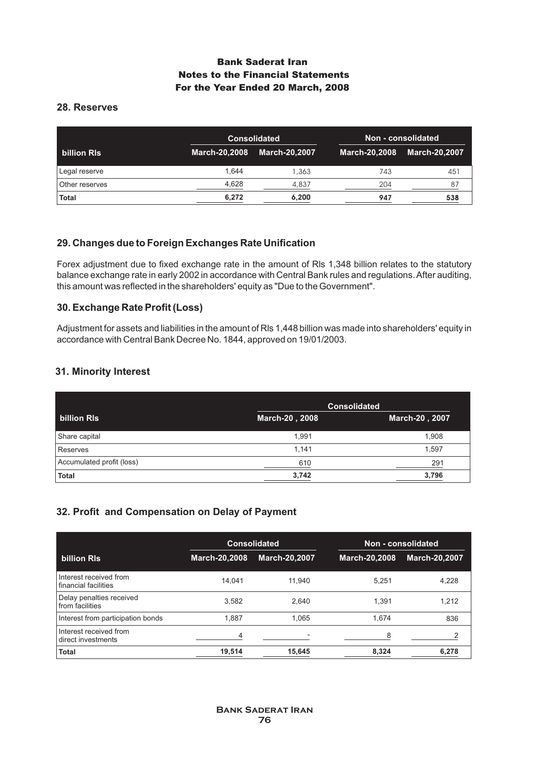# Bank Saderat Iran
## Notes to the Financial Statements
## For the Year Ended 20 March, 2008

### 28. Reserves

| | Consolidated | | Non - consolidated | |
|---|---|---|---|---|
| billion Rls | March-20,2008 | March-20,2007 | March-20,2008 | March-20,2007 |
| Legal reserve | 1,644 | 1,363 | 743 | 451 |
| Other reserves | 4,628 | 4,837 | 204 | 87 |
| **Total** | **6,272** | **6,200** | **947** | **538** |

### 29. Changes due to Foreign Exchanges Rate Unification

Forex adjustment due to fixed exchange rate in the amount of Rls 1,348 billion relates to the statutory balance exchange rate in early 2002 in accordance with Central Bank rules and regulations. After auditing, this amount was reflected in the shareholders' equity as "Due to the Government".

### 30. Exchange Rate Profit (Loss)

Adjustment for assets and liabilities in the amount of Rls 1,448 billion was made into shareholders' equity in accordance with Central Bank Decree No. 1844, approved on 19/01/2003.

### 31. Minority Interest

| | Consolidated | |
|---|---|---|
| billion Rls | March-20 , 2008 | March-20 , 2007 |
| Share capital | 1,991 | 1,908 |
| Reserves | 1,141 | 1,597 |
| Accumulated profit (loss) | 610 | 291 |
| **Total** | **3,742** | **3,796** |

### 32. Profit and Compensation on Delay of Payment

| | Consolidated | | Non - consolidated | |
|---|---|---|---|---|
| billion Rls | March-20,2008 | March-20,2007 | March-20,2008 | March-20,2007 |
| Interest received from financial facilities | 14,041 | 11,940 | 5,251 | 4,228 |
| Delay penalties received from facilities | 3,582 | 2,640 | 1,391 | 1,212 |
| Interest from participation bonds | 1,887 | 1,065 | 1,674 | 836 |
| Interest received from direct investments | 4 | - | 8 | 2 |
| **Total** | **19,514** | **15,645** | **8,324** | **6,278** |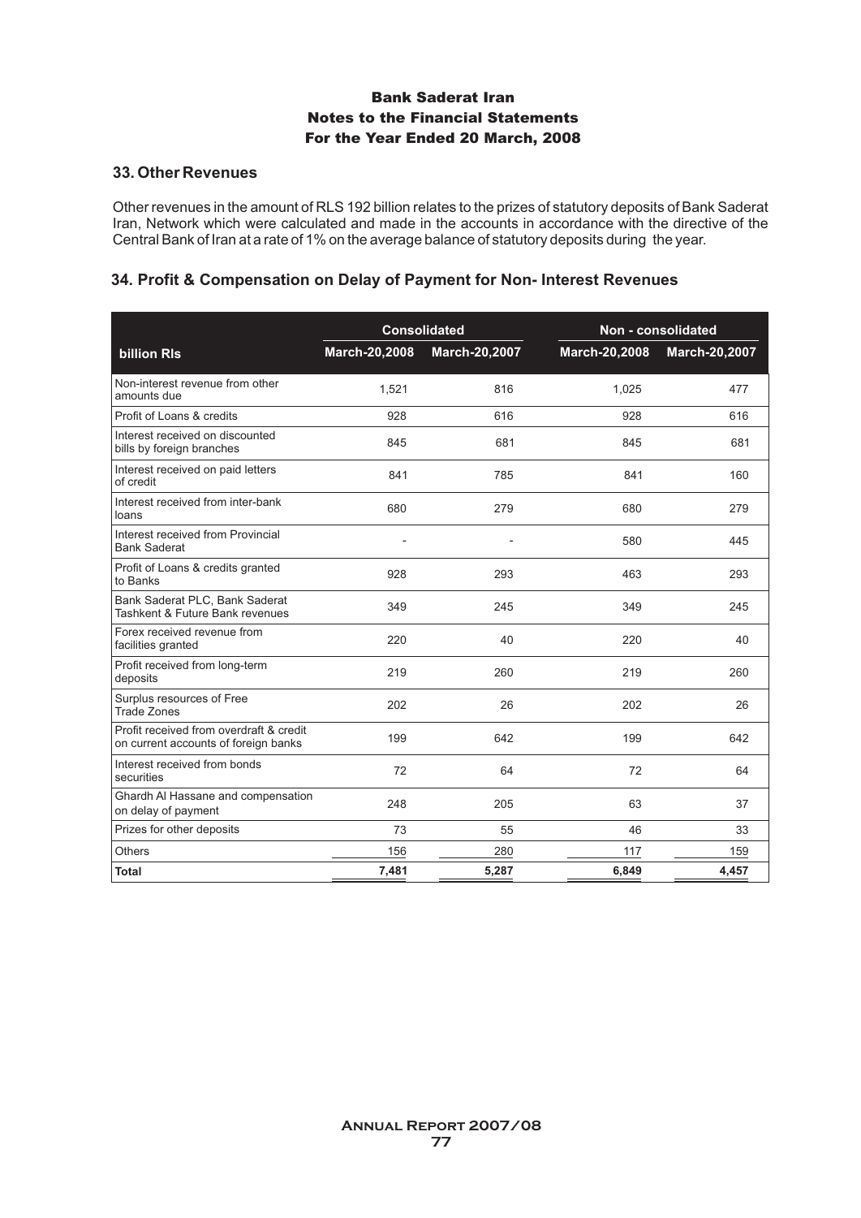# Bank Saderat Iran
## Notes to the Financial Statements
## For the Year Ended 20 March, 2008

### 33. Other Revenues

Other revenues in the amount of RLS 192 billion relates to the prizes of statutory deposits of Bank Saderat Iran, Network which were calculated and made in the accounts in accordance with the directive of the Central Bank of Iran at a rate of 1% on the average balance of statutory deposits during the year.

### 34. Profit & Compensation on Delay of Payment for Non- Interest Revenues

| | Consolidated | | Non - consolidated | |
|---|---|---|---|---|
| **billion Rls** | **March-20,2008** | **March-20,2007** | **March-20,2008** | **March-20,2007** |
| Non-interest revenue from other amounts due | 1,521 | 816 | 1,025 | 477 |
| Profit of Loans & credits | 928 | 616 | 928 | 616 |
| Interest received on discounted bills by foreign branches | 845 | 681 | 845 | 681 |
| Interest received on paid letters of credit | 841 | 785 | 841 | 160 |
| Interest received from inter-bank loans | 680 | 279 | 680 | 279 |
| Interest received from Provincial Bank Saderat | - | - | 580 | 445 |
| Profit of Loans & credits granted to Banks | 928 | 293 | 463 | 293 |
| Bank Saderat PLC, Bank Saderat Tashkent & Future Bank revenues | 349 | 245 | 349 | 245 |
| Forex received revenue from facilities granted | 220 | 40 | 220 | 40 |
| Profit received from long-term deposits | 219 | 260 | 219 | 260 |
| Surplus resources of Free Trade Zones | 202 | 26 | 202 | 26 |
| Profit received from overdraft & credit on current accounts of foreign banks | 199 | 642 | 199 | 642 |
| Interest received from bonds securities | 72 | 64 | 72 | 64 |
| Ghardh Al Hassane and compensation on delay of payment | 248 | 205 | 63 | 37 |
| Prizes for other deposits | 73 | 55 | 46 | 33 |
| Others | 156 | 280 | 117 | 159 |
| **Total** | **7,481** | **5,287** | **6,849** | **4,457** |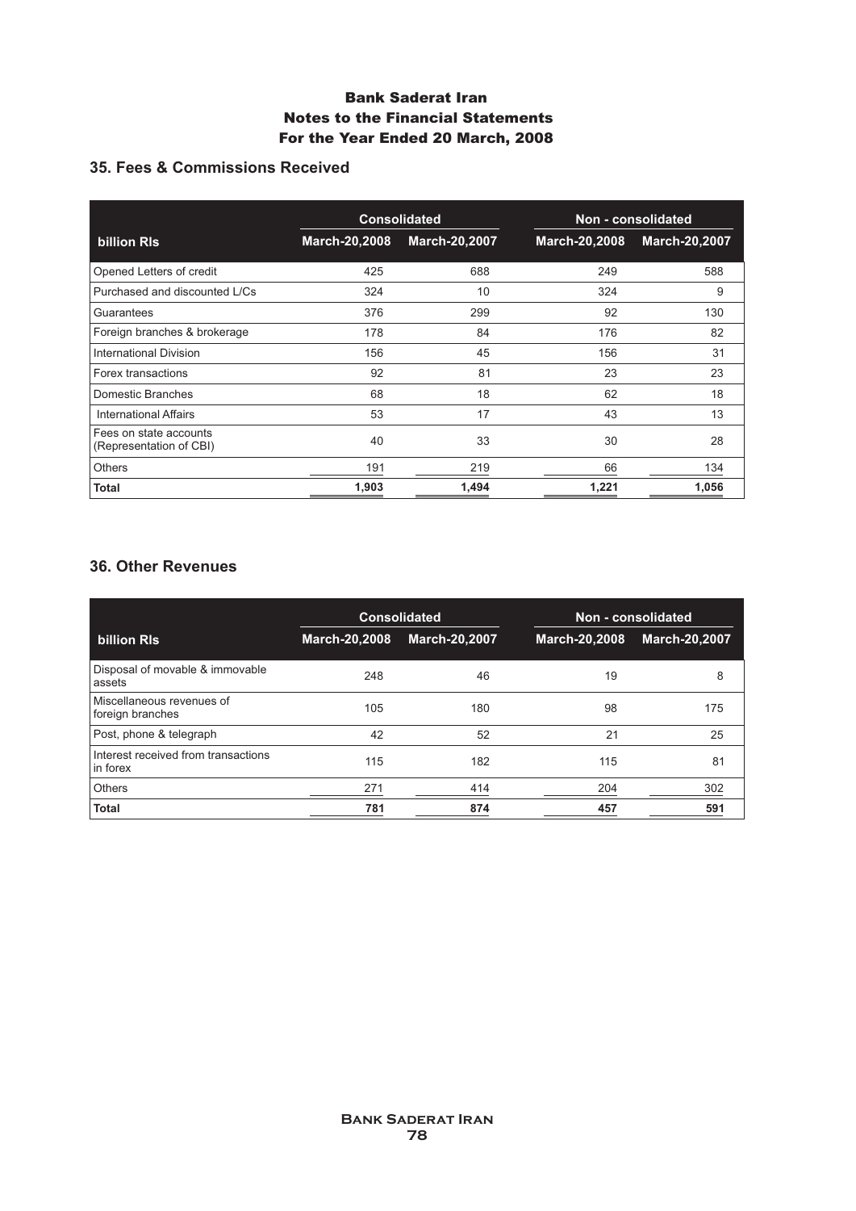# Bank Saderat Iran
## Notes to the Financial Statements
## For the Year Ended 20 March, 2008

### 35. Fees & Commissions Received

| | Consolidated | | Non - consolidated | |
|---|---|---|---|---|
| **billion Rls** | **March-20,2008** | **March-20,2007** | **March-20,2008** | **March-20,2007** |
| Opened Letters of credit | 425 | 688 | 249 | 588 |
| Purchased and discounted L/Cs | 324 | 10 | 324 | 9 |
| Guarantees | 376 | 299 | 92 | 130 |
| Foreign branches & brokerage | 178 | 84 | 176 | 82 |
| International Division | 156 | 45 | 156 | 31 |
| Forex transactions | 92 | 81 | 23 | 23 |
| Domestic Branches | 68 | 18 | 62 | 18 |
| International Affairs | 53 | 17 | 43 | 13 |
| Fees on state accounts (Representation of CBI) | 40 | 33 | 30 | 28 |
| Others | 191 | 219 | 66 | 134 |
| **Total** | **1,903** | **1,494** | **1,221** | **1,056** |

### 36. Other Revenues

| | Consolidated | | Non - consolidated | |
|---|---|---|---|---|
| **billion Rls** | **March-20,2008** | **March-20,2007** | **March-20,2008** | **March-20,2007** |
| Disposal of movable & immovable assets | 248 | 46 | 19 | 8 |
| Miscellaneous revenues of foreign branches | 105 | 180 | 98 | 175 |
| Post, phone & telegraph | 42 | 52 | 21 | 25 |
| Interest received from transactions in forex | 115 | 182 | 115 | 81 |
| Others | 271 | 414 | 204 | 302 |
| **Total** | **781** | **874** | **457** | **591** |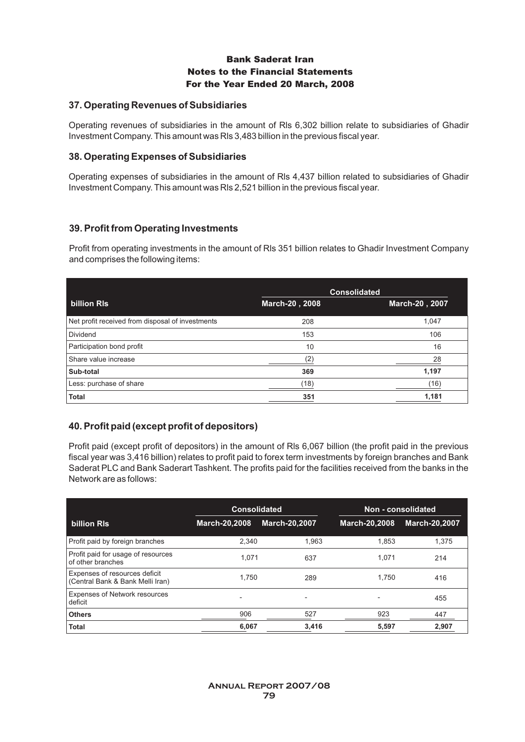# Bank Saderat Iran
## Notes to the Financial Statements
## For the Year Ended 20 March, 2008

### 37. Operating Revenues of Subsidiaries

Operating revenues of subsidiaries in the amount of Rls 6,302 billion relate to subsidiaries of Ghadir Investment Company. This amount was Rls 3,483 billion in the previous fiscal year.

### 38. Operating Expenses of Subsidiaries

Operating expenses of subsidiaries in the amount of Rls 4,437 billion related to subsidiaries of Ghadir Investment Company. This amount was Rls 2,521 billion in the previous fiscal year.

### 39. Profit from Operating Investments

Profit from operating investments in the amount of Rls 351 billion relates to Ghadir Investment Company and comprises the following items:

| | Consolidated | |
|---|---|---|
| **billion Rls** | **March-20 , 2008** | **March-20 , 2007** |
| Net profit received from disposal of investments | 208 | 1,047 |
| Dividend | 153 | 106 |
| Participation bond profit | 10 | 16 |
| Share value increase | (2) | 28 |
| **Sub-total** | **369** | **1,197** |
| Less: purchase of share | (18) | (16) |
| **Total** | **351** | **1,181** |

### 40. Profit paid (except profit of depositors)

Profit paid (except profit of depositors) in the amount of Rls 6,067 billion (the profit paid in the previous fiscal year was 3,416 billion) relates to profit paid to forex term investments by foreign branches and Bank Saderat PLC and Bank Saderart Tashkent. The profits paid for the facilities received from the banks in the Network are as follows:

| | Consolidated | | Non - consolidated | |
|---|---|---|---|---|
| **billion Rls** | **March-20,2008** | **March-20,2007** | **March-20,2008** | **March-20,2007** |
| Profit paid by foreign branches | 2,340 | 1,963 | 1,853 | 1,375 |
| Profit paid for usage of resources of other branches | 1,071 | 637 | 1,071 | 214 |
| Expenses of resources deficit (Central Bank & Bank Melli Iran) | 1,750 | 289 | 1,750 | 416 |
| Expenses of Network resources deficit | - | - | - | 455 |
| **Others** | 906 | 527 | 923 | 447 |
| **Total** | **6,067** | **3,416** | **5,597** | **2,907** |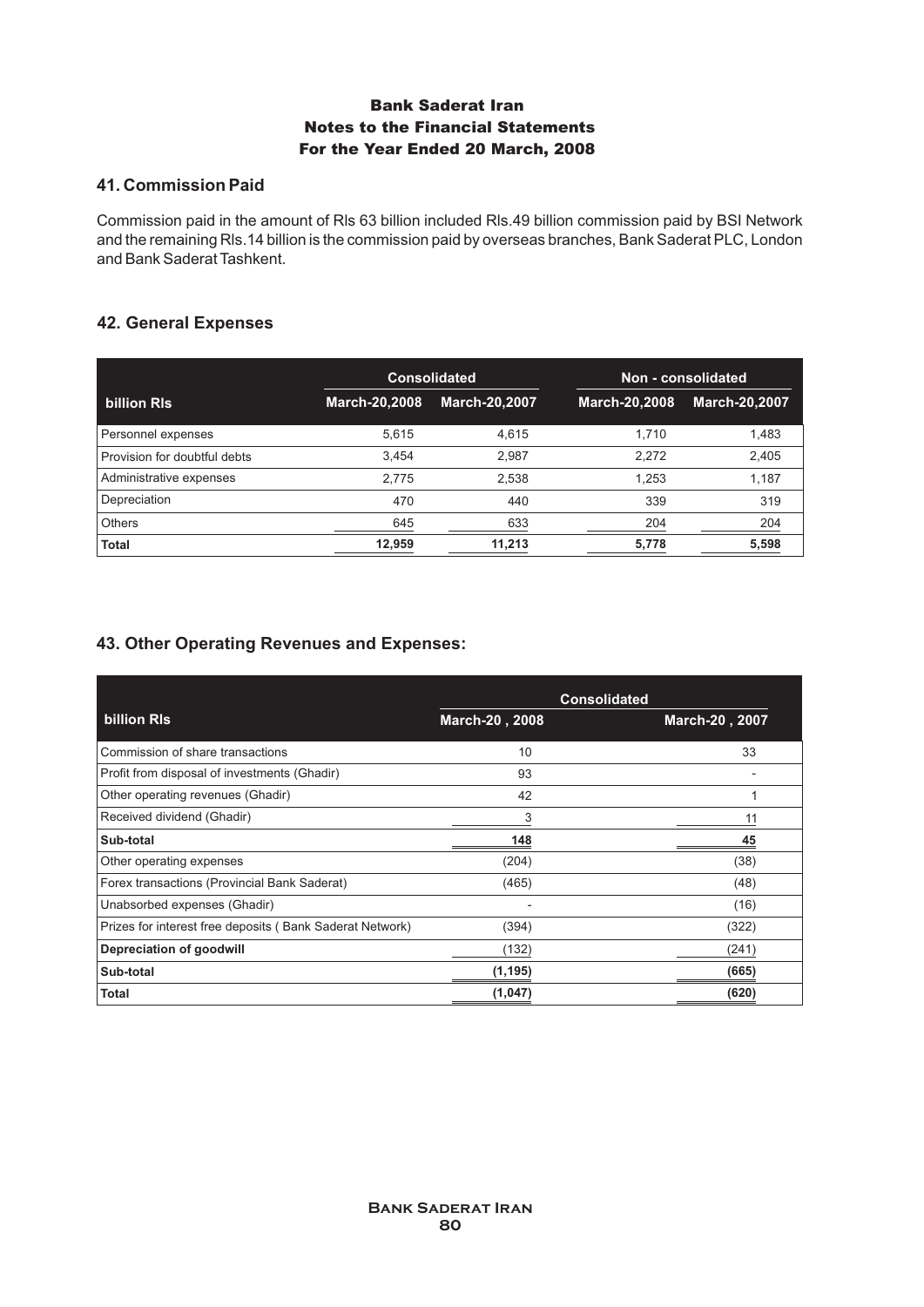# Bank Saderat Iran
## Notes to the Financial Statements
## For the Year Ended 20 March, 2008

### 41. Commission Paid

Commission paid in the amount of Rls 63 billion included Rls.49 billion commission paid by BSI Network and the remaining Rls.14 billion is the commission paid by overseas branches, Bank Saderat PLC, London and Bank Saderat Tashkent.

### 42. General Expenses

| | Consolidated | | Non - consolidated | |
|---|---|---|---|---|
| **billion Rls** | **March-20,2008** | **March-20,2007** | **March-20,2008** | **March-20,2007** |
| Personnel expenses | 5,615 | 4,615 | 1,710 | 1,483 |
| Provision for doubtful debts | 3,454 | 2,987 | 2,272 | 2,405 |
| Administrative expenses | 2,775 | 2,538 | 1,253 | 1,187 |
| Depreciation | 470 | 440 | 339 | 319 |
| Others | 645 | 633 | 204 | 204 |
| **Total** | **12,959** | **11,213** | **5,778** | **5,598** |

### 43. Other Operating Revenues and Expenses:

| | Consolidated | |
|---|---|---|
| **billion Rls** | **March-20 , 2008** | **March-20 , 2007** |
| Commission of share transactions | 10 | 33 |
| Profit from disposal of investments (Ghadir) | 93 | - |
| Other operating revenues (Ghadir) | 42 | 1 |
| Received dividend (Ghadir) | 3 | 11 |
| **Sub-total** | **148** | **45** |
| Other operating expenses | (204) | (38) |
| Forex transactions (Provincial Bank Saderat) | (465) | (48) |
| Unabsorbed expenses (Ghadir) | - | (16) |
| Prizes for interest free deposits ( Bank Saderat Network) | (394) | (322) |
| **Depreciation of goodwill** | (132) | (241) |
| **Sub-total** | **(1,195)** | **(665)** |
| **Total** | **(1,047)** | **(620)** |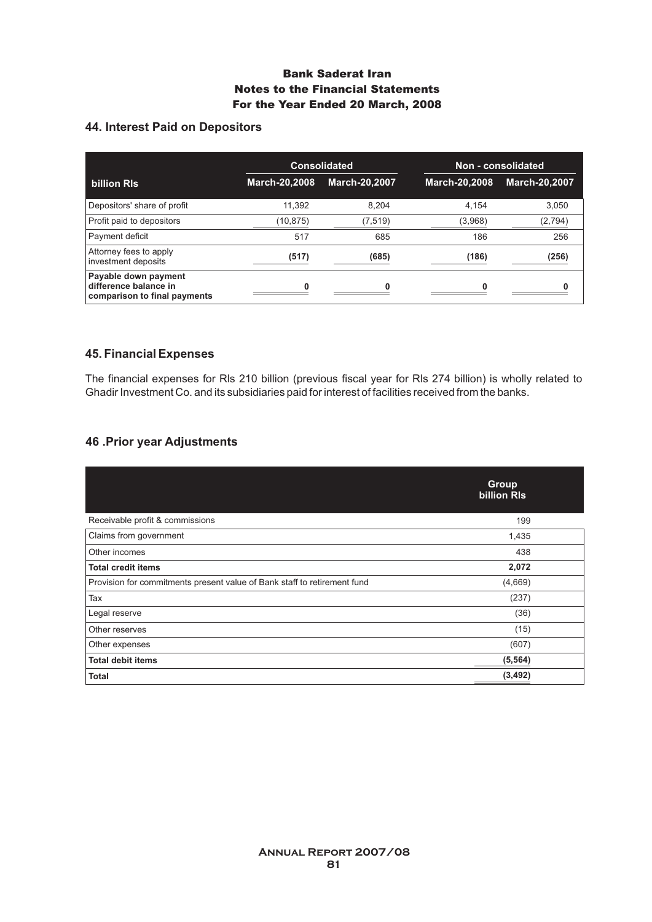# Bank Saderat Iran
## Notes to the Financial Statements
## For the Year Ended 20 March, 2008

### 44. Interest Paid on Depositors

| billion Rls | Consolidated | | Non - consolidated | |
|---|---|---|---|---|
| | March-20,2008 | March-20,2007 | March-20,2008 | March-20,2007 |
| Depositors' share of profit | 11,392 | 8,204 | 4,154 | 3,050 |
| Profit paid to depositors | (10,875) | (7,519) | (3,968) | (2,794) |
| Payment deficit | 517 | 685 | 186 | 256 |
| Attorney fees to apply investment deposits | **(517)** | **(685)** | **(186)** | **(256)** |
| **Payable down payment difference balance in comparison to final payments** | **0** | **0** | **0** | **0** |

### 45. Financial Expenses

The financial expenses for Rls 210 billion (previous fiscal year for Rls 274 billion) is wholly related to Ghadir Investment Co. and its subsidiaries paid for interest of facilities received from the banks.

### 46 .Prior year Adjustments

| | Group billion Rls |
|---|---|
| Receivable profit & commissions | 199 |
| Claims from government | 1,435 |
| Other incomes | 438 |
| **Total credit items** | **2,072** |
| Provision for commitments present value of Bank staff to retirement fund | (4,669) |
| Tax | (237) |
| Legal reserve | (36) |
| Other reserves | (15) |
| Other expenses | (607) |
| **Total debit items** | **(5,564)** |
| **Total** | **(3,492)** |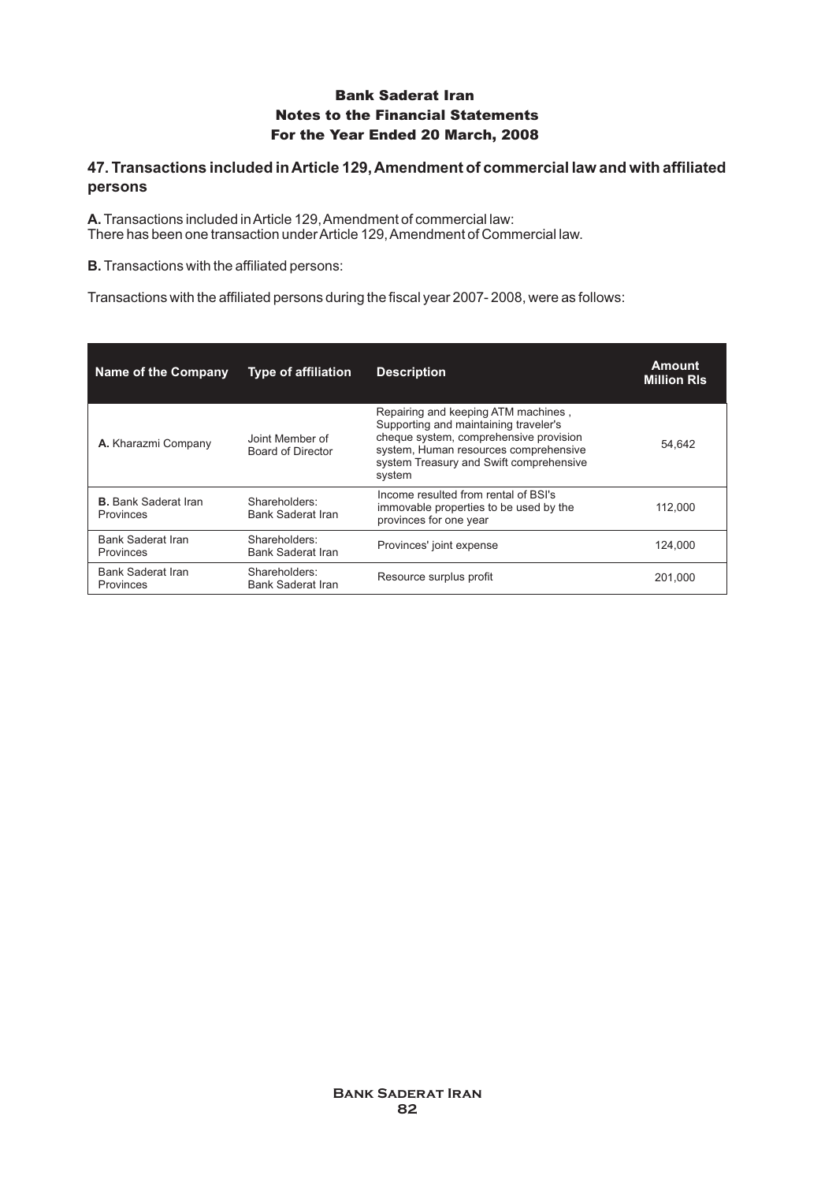# Bank Saderat Iran
## Notes to the Financial Statements
## For the Year Ended 20 March, 2008

### 47. Transactions included in Article 129, Amendment of commercial law and with affiliated persons

**A.** Transactions included in Article 129, Amendment of commercial law:
There has been one transaction under Article 129, Amendment of Commercial law.

**B.** Transactions with the affiliated persons:

Transactions with the affiliated persons during the fiscal year 2007- 2008, were as follows:

| Name of the Company | Type of affiliation | Description | Amount Million Rls |
|---|---|---|---|
| **A.** Kharazmi Company | Joint Member of Board of Director | Repairing and keeping ATM machines , Supporting and maintaining traveler's cheque system, comprehensive provision system, Human resources comprehensive system Treasury and Swift comprehensive system | 54,642 |
| **B.** Bank Saderat Iran Provinces | Shareholders: Bank Saderat Iran | Income resulted from rental of BSI's immovable properties to be used by the provinces for one year | 112,000 |
| Bank Saderat Iran Provinces | Shareholders: Bank Saderat Iran | Provinces' joint expense | 124,000 |
| Bank Saderat Iran Provinces | Shareholders: Bank Saderat Iran | Resource surplus profit | 201,000 |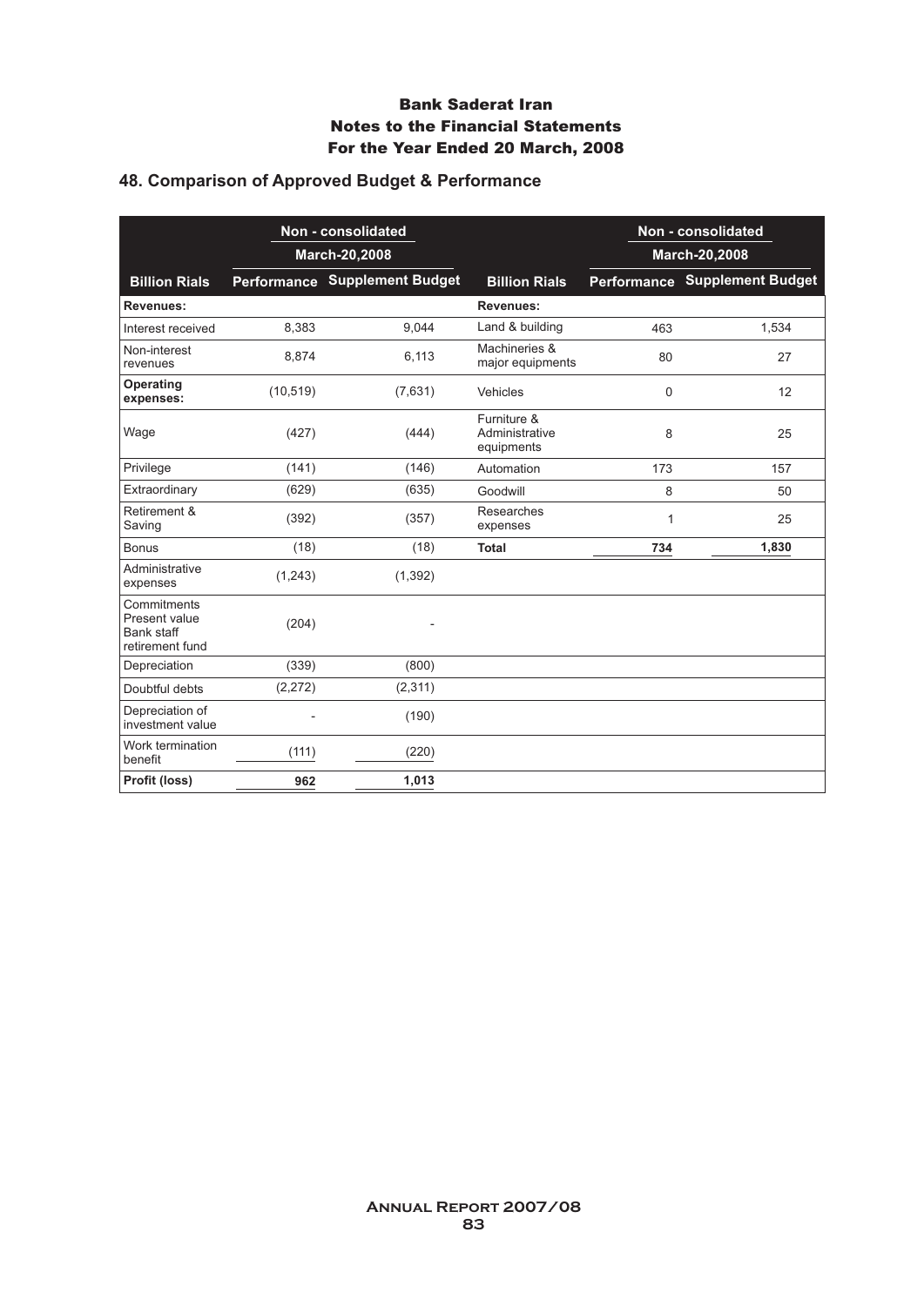# Bank Saderat Iran
# Notes to the Financial Statements
# For the Year Ended 20 March, 2008

## 48. Comparison of Approved Budget & Performance

| | Non - consolidated March-20,2008 | | | Non - consolidated March-20,2008 | |
|---|---|---|---|---|---|
| **Billion Rials** | **Performance** | **Supplement Budget** | **Billion Rials** | **Performance** | **Supplement Budget** |
| **Revenues:** | | | **Revenues:** | | |
| Interest received | 8,383 | 9,044 | Land & building | 463 | 1,534 |
| Non-interest revenues | 8,874 | 6,113 | Machineries & major equipments | 80 | 27 |
| **Operating expenses:** | (10,519) | (7,631) | Vehicles | 0 | 12 |
| Wage | (427) | (444) | Furniture & Administrative equipments | 8 | 25 |
| Privilege | (141) | (146) | Automation | 173 | 157 |
| Extraordinary | (629) | (635) | Goodwill | 8 | 50 |
| Retirement & Saving | (392) | (357) | Researches expenses | 1 | 25 |
| Bonus | (18) | (18) | **Total** | **734** | **1,830** |
| Administrative expenses | (1,243) | (1,392) | | | |
| Commitments Present value Bank staff retirement fund | (204) | - | | | |
| Depreciation | (339) | (800) | | | |
| Doubtful debts | (2,272) | (2,311) | | | |
| Depreciation of investment value | - | (190) | | | |
| Work termination benefit | (111) | (220) | | | |
| **Profit (loss)** | **962** | **1,013** | | | |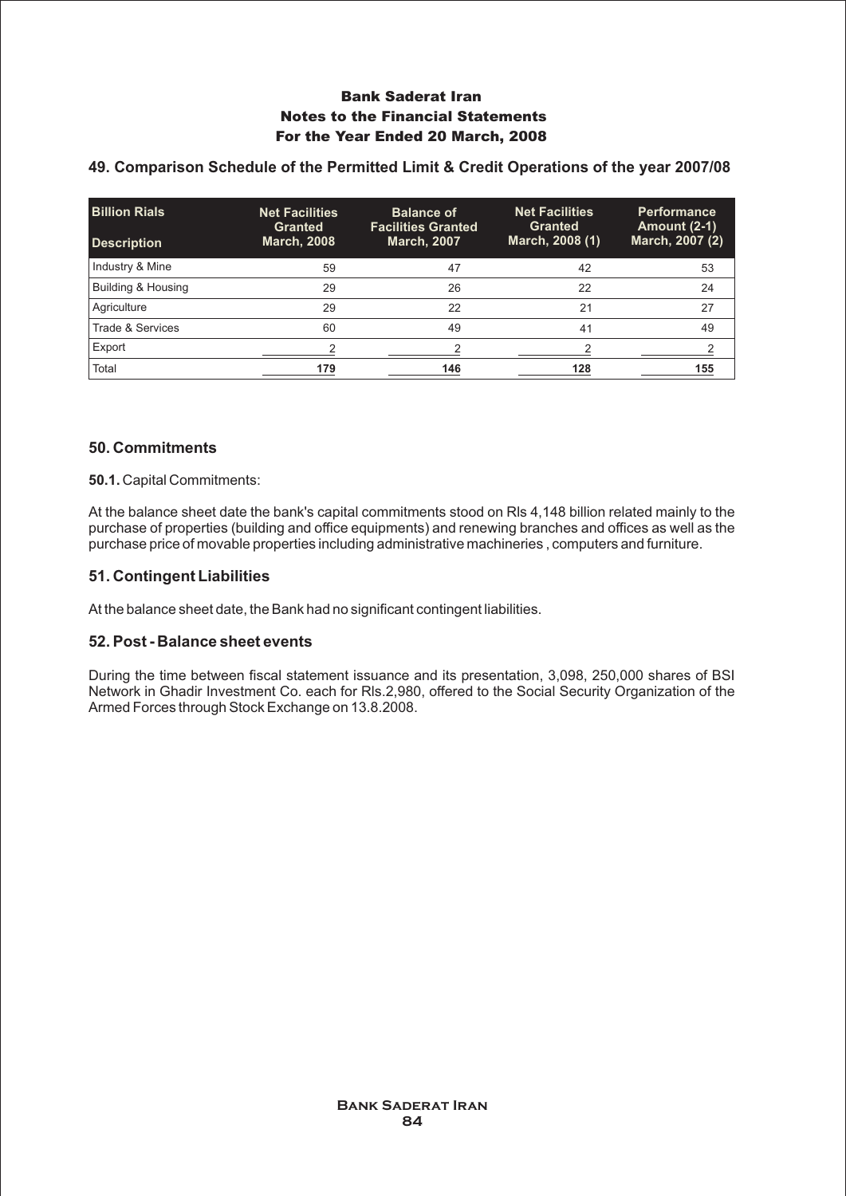# Bank Saderat Iran
## Notes to the Financial Statements
## For the Year Ended 20 March, 2008

### 49. Comparison Schedule of the Permitted Limit & Credit Operations of the year 2007/08

| Billion Rials<br>Description | Net Facilities Granted March, 2008 | Balance of Facilities Granted March, 2007 | Net Facilities Granted March, 2008 (1) | Performance Amount (2-1) March, 2007 (2) |
|---|---|---|---|---|
| Industry & Mine | 59 | 47 | 42 | 53 |
| Building & Housing | 29 | 26 | 22 | 24 |
| Agriculture | 29 | 22 | 21 | 27 |
| Trade & Services | 60 | 49 | 41 | 49 |
| Export | 2 | 2 | 2 | 2 |
| Total | **179** | **146** | **128** | **155** |

### 50. Commitments

**50.1.** Capital Commitments:

At the balance sheet date the bank's capital commitments stood on Rls 4,148 billion related mainly to the purchase of properties (building and office equipments) and renewing branches and offices as well as the purchase price of movable properties including administrative machineries , computers and furniture.

### 51. Contingent Liabilities

At the balance sheet date, the Bank had no significant contingent liabilities.

### 52. Post - Balance sheet events

During the time between fiscal statement issuance and its presentation, 3,098, 250,000 shares of BSI Network in Ghadir Investment Co. each for Rls.2,980, offered to the Social Security Organization of the Armed Forces through Stock Exchange on 13.8.2008.